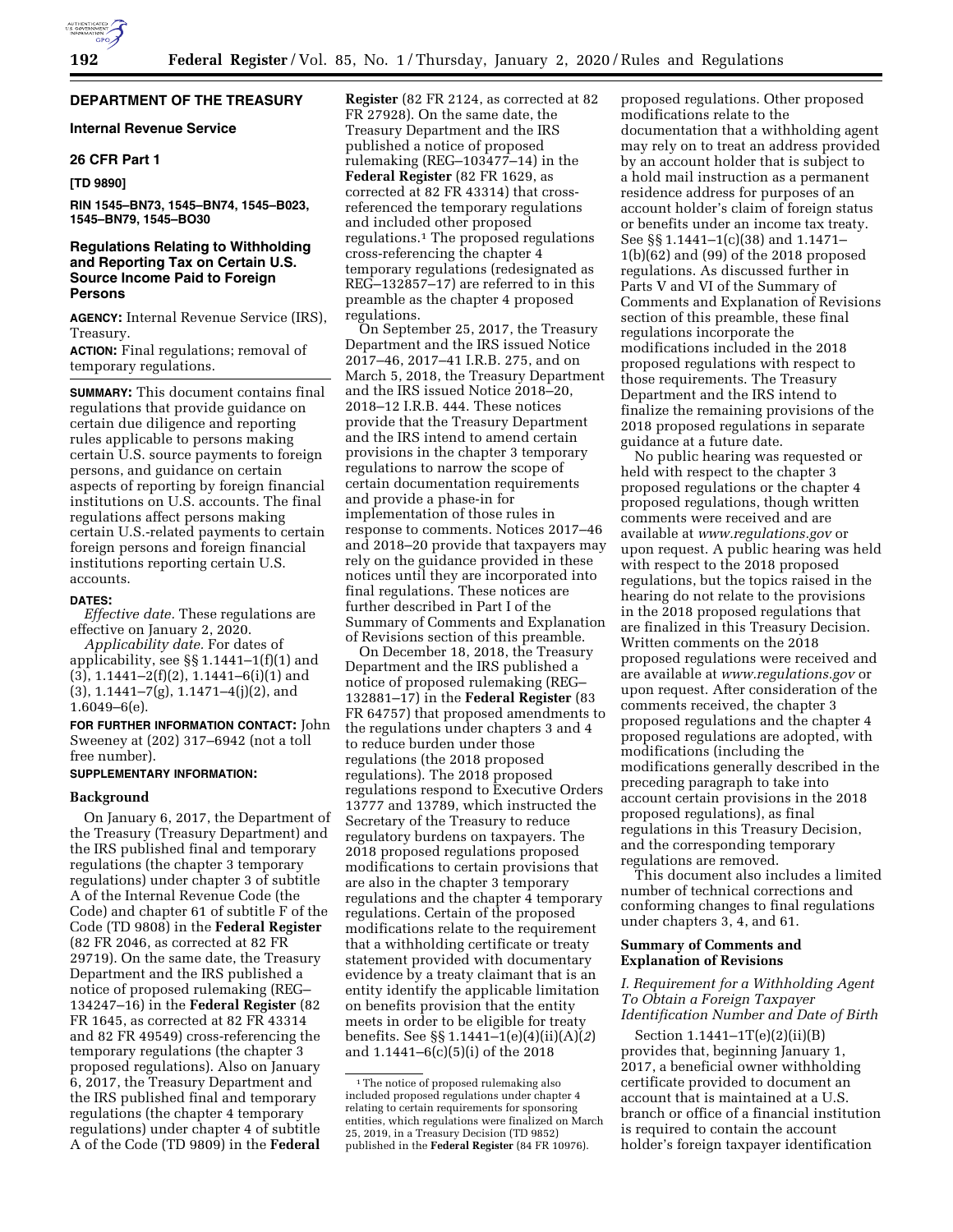## DEPARTMENT OF THE TREASURY

### Internal Revenue Service

### 26 CFR Part 1

**[TD 9890]**

**RIN 1545–BN73, 1545–BN74, 1545–BO23, 1545–BN79, 1545–BO30**

## Regulations Relating to Withholding and Reporting Tax on Certain U.S. Source Income Paid to Foreign Persons

**AGENCY:** Internal Revenue Service (IRS), Treasury.

**ACTION:** Final regulations; removal of temporary regulations.

**SUMMARY:** This document contains final regulations that provide guidance on certain due diligence and reporting rules applicable to persons making certain U.S. source payments to foreign persons, and guidance on certain aspects of reporting by foreign financial institutions on U.S. accounts. The final regulations affect persons making certain U.S.-related payments to certain foreign persons and foreign financial institutions reporting certain U.S. accounts.

**DATES:**

*Effective date.* These regulations are effective on January 2, 2020.

*Applicability date.* For dates of applicability, see §§ 1.1441–1(f)(1) and (3), 1.1441–2(f)(2), 1.1441–6(i)(1) and (3), 1.1441–7(g), 1.1471–4(j)(2), and 1.6049–6(e).

**FOR FURTHER INFORMATION CONTACT:** John Sweeney at (202) 317–6942 (not a toll free number).

**SUPPLEMENTARY INFORMATION:**

### Background

On January 6, 2017, the Department of the Treasury (Treasury Department) and the IRS published final and temporary regulations (the chapter 3 temporary regulations) under chapter 3 of subtitle A of the Internal Revenue Code (the Code) and chapter 61 of subtitle F of the Code (TD 9808) in the **Federal Register** (82 FR 2046, as corrected at 82 FR 29719). On the same date, the Treasury Department and the IRS published a notice of proposed rulemaking (REG–134247–16) in the **Federal Register** (82 FR 1645, as corrected at 82 FR 43314 and 82 FR 49549) cross-referencing the temporary regulations (the chapter 3 proposed regulations). Also on January 6, 2017, the Treasury Department and the IRS published final and temporary regulations (the chapter 4 temporary regulations) under chapter 4 of subtitle A of the Code (TD 9809) in the **Federal Register** (82 FR 2124, as corrected at 82 FR 27928). On the same date, the Treasury Department and the IRS published a notice of proposed rulemaking (REG–103477–14) in the **Federal Register** (82 FR 1629, as corrected at 82 FR 43314) that cross-referenced the temporary regulations and included other proposed regulations.[1] The proposed regulations cross-referencing the chapter 4 temporary regulations (redesignated as REG–132857–17) are referred to in this preamble as the chapter 4 proposed regulations.

On September 25, 2017, the Treasury Department and the IRS issued Notice 2017–46, 2017–41 I.R.B. 275, and on March 5, 2018, the Treasury Department and the IRS issued Notice 2018–20, 2018–12 I.R.B. 444. These notices provide that the Treasury Department and the IRS intend to amend certain provisions in the chapter 3 temporary regulations to narrow the scope of certain documentation requirements and provide a phase-in for implementation of those rules in response to comments. Notices 2017–46 and 2018–20 provide that taxpayers may rely on the guidance provided in these notices until they are incorporated into final regulations. These notices are further described in Part I of the Summary of Comments and Explanation of Revisions section of this preamble.

On December 18, 2018, the Treasury Department and the IRS published a notice of proposed rulemaking (REG–132881–17) in the **Federal Register** (83 FR 64757) that proposed amendments to the regulations under chapters 3 and 4 to reduce burden under those regulations (the 2018 proposed regulations). The 2018 proposed regulations respond to Executive Orders 13777 and 13789, which instructed the Secretary of the Treasury to reduce regulatory burdens on taxpayers. The 2018 proposed regulations proposed modifications to certain provisions that are also in the chapter 3 temporary regulations and the chapter 4 temporary regulations. Certain of the proposed modifications relate to the requirement that a withholding certificate or treaty statement provided with documentary evidence by a treaty claimant that is an entity identify the applicable limitation on benefits provision that the entity meets in order to be eligible for treaty benefits. See §§ 1.1441–1(e)(4)(ii)(A)(*2*) and 1.1441–6(c)(5)(i) of the 2018 proposed regulations. Other proposed modifications relate to the documentation that a withholding agent may rely on to treat an address provided by an account holder that is subject to a hold mail instruction as a permanent residence address for purposes of an account holder's claim of foreign status or benefits under an income tax treaty. See §§ 1.1441–1(c)(38) and 1.1471–1(b)(62) and (99) of the 2018 proposed regulations. As discussed further in Parts V and VI of the Summary of Comments and Explanation of Revisions section of this preamble, these final regulations incorporate the modifications included in the 2018 proposed regulations with respect to those requirements. The Treasury Department and the IRS intend to finalize the remaining provisions of the 2018 proposed regulations in separate guidance at a future date.

No public hearing was requested or held with respect to the chapter 3 proposed regulations or the chapter 4 proposed regulations, though written comments were received and are available at *www.regulations.gov* or upon request. A public hearing was held with respect to the 2018 proposed regulations, but the topics raised in the hearing do not relate to the provisions in the 2018 proposed regulations that are finalized in this Treasury Decision. Written comments on the 2018 proposed regulations were received and are available at *www.regulations.gov* or upon request. After consideration of the comments received, the chapter 3 proposed regulations and the chapter 4 proposed regulations are adopted, with modifications (including the modifications generally described in the preceding paragraph to take into account certain provisions in the 2018 proposed regulations), as final regulations in this Treasury Decision, and the corresponding temporary regulations are removed.

This document also includes a limited number of technical corrections and conforming changes to final regulations under chapters 3, 4, and 61.

### Summary of Comments and Explanation of Revisions

#### *I. Requirement for a Withholding Agent To Obtain a Foreign Taxpayer Identification Number and Date of Birth*

Section 1.1441–1T(e)(2)(ii)(B) provides that, beginning January 1, 2017, a beneficial owner withholding certificate provided to document an account that is maintained at a U.S. branch or office of a financial institution is required to contain the account holder's foreign taxpayer identification

---

[1] The notice of proposed rulemaking also included proposed regulations under chapter 4 relating to certain requirements for sponsoring entities, which regulations were finalized on March 25, 2019, in a Treasury Decision (TD 9852) published in the **Federal Register** (84 FR 10976).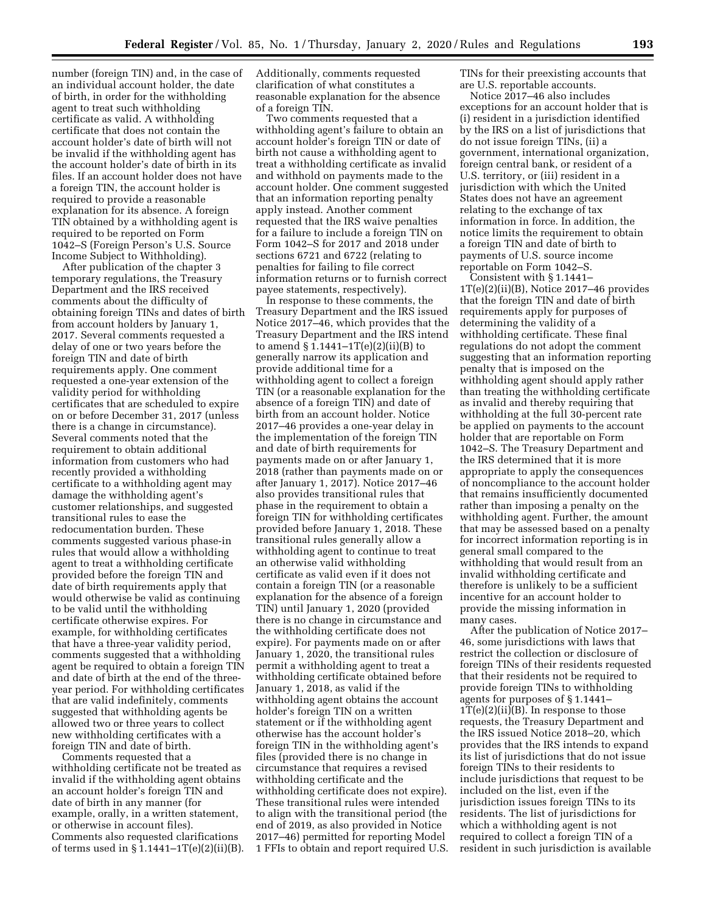number (foreign TIN) and, in the case of an individual account holder, the date of birth, in order for the withholding agent to treat such withholding certificate as valid. A withholding certificate that does not contain the account holder's date of birth will not be invalid if the withholding agent has the account holder's date of birth in its files. If an account holder does not have a foreign TIN, the account holder is required to provide a reasonable explanation for its absence. A foreign TIN obtained by a withholding agent is required to be reported on Form 1042–S (Foreign Person's U.S. Source Income Subject to Withholding).

After publication of the chapter 3 temporary regulations, the Treasury Department and the IRS received comments about the difficulty of obtaining foreign TINs and dates of birth from account holders by January 1, 2017. Several comments requested a delay of one or two years before the foreign TIN and date of birth requirements apply. One comment requested a one-year extension of the validity period for withholding certificates that are scheduled to expire on or before December 31, 2017 (unless there is a change in circumstance). Several comments noted that the requirement to obtain additional information from customers who had recently provided a withholding certificate to a withholding agent may damage the withholding agent's customer relationships, and suggested transitional rules to ease the redocumentation burden. These comments suggested various phase-in rules that would allow a withholding agent to treat a withholding certificate provided before the foreign TIN and date of birth requirements apply that would otherwise be valid as continuing to be valid until the withholding certificate otherwise expires. For example, for withholding certificates that have a three-year validity period, comments suggested that a withholding agent be required to obtain a foreign TIN and date of birth at the end of the three-year period. For withholding certificates that are valid indefinitely, comments suggested that withholding agents be allowed two or three years to collect new withholding certificates with a foreign TIN and date of birth.

Comments requested that a withholding certificate not be treated as invalid if the withholding agent obtains an account holder's foreign TIN and date of birth in any manner (for example, orally, in a written statement, or otherwise in account files). Comments also requested clarifications of terms used in § 1.1441–1T(e)(2)(ii)(B). Additionally, comments requested clarification of what constitutes a reasonable explanation for the absence of a foreign TIN.

Two comments requested that a withholding agent's failure to obtain an account holder's foreign TIN or date of birth not cause a withholding agent to treat a withholding certificate as invalid and withhold on payments made to the account holder. One comment suggested that an information reporting penalty apply instead. Another comment requested that the IRS waive penalties for a failure to include a foreign TIN on Form 1042–S for 2017 and 2018 under sections 6721 and 6722 (relating to penalties for failing to file correct information returns or to furnish correct payee statements, respectively).

In response to these comments, the Treasury Department and the IRS issued Notice 2017–46, which provides that the Treasury Department and the IRS intend to amend § 1.1441–1T(e)(2)(ii)(B) to generally narrow its application and provide additional time for a withholding agent to collect a foreign TIN (or a reasonable explanation for the absence of a foreign TIN) and date of birth from an account holder. Notice 2017–46 provides a one-year delay in the implementation of the foreign TIN and date of birth requirements for payments made on or after January 1, 2018 (rather than payments made on or after January 1, 2017). Notice 2017–46 also provides transitional rules that phase in the requirement to obtain a foreign TIN for withholding certificates provided before January 1, 2018. These transitional rules generally allow a withholding agent to continue to treat an otherwise valid withholding certificate as valid even if it does not contain a foreign TIN (or a reasonable explanation for the absence of a foreign TIN) until January 1, 2020 (provided there is no change in circumstance and the withholding certificate does not expire). For payments made on or after January 1, 2020, the transitional rules permit a withholding agent to treat a withholding certificate obtained before January 1, 2018, as valid if the withholding agent obtains the account holder's foreign TIN on a written statement or if the withholding agent otherwise has the account holder's foreign TIN in the withholding agent's files (provided there is no change in circumstance that requires a revised withholding certificate and the withholding certificate does not expire). These transitional rules were intended to align with the transitional period (the end of 2019, as also provided in Notice 2017–46) permitted for reporting Model 1 FFIs to obtain and report required U.S. TINs for their preexisting accounts that are U.S. reportable accounts.

Notice 2017–46 also includes exceptions for an account holder that is (i) resident in a jurisdiction identified by the IRS on a list of jurisdictions that do not issue foreign TINs, (ii) a government, international organization, foreign central bank, or resident of a U.S. territory, or (iii) resident in a jurisdiction with which the United States does not have an agreement relating to the exchange of tax information in force. In addition, the notice limits the requirement to obtain a foreign TIN and date of birth to payments of U.S. source income reportable on Form 1042–S.

Consistent with § 1.1441–1T(e)(2)(ii)(B), Notice 2017–46 provides that the foreign TIN and date of birth requirements apply for purposes of determining the validity of a withholding certificate. These final regulations do not adopt the comment suggesting that an information reporting penalty that is imposed on the withholding agent should apply rather than treating the withholding certificate as invalid and thereby requiring that withholding at the full 30-percent rate be applied on payments to the account holder that are reportable on Form 1042–S. The Treasury Department and the IRS determined that it is more appropriate to apply the consequences of noncompliance to the account holder that remains insufficiently documented rather than imposing a penalty on the withholding agent. Further, the amount that may be assessed based on a penalty for incorrect information reporting is in general small compared to the withholding that would result from an invalid withholding certificate and therefore is unlikely to be a sufficient incentive for an account holder to provide the missing information in many cases.

After the publication of Notice 2017–46, some jurisdictions with laws that restrict the collection or disclosure of foreign TINs of their residents requested that their residents not be required to provide foreign TINs to withholding agents for purposes of § 1.1441–1T(e)(2)(ii)(B). In response to those requests, the Treasury Department and the IRS issued Notice 2018–20, which provides that the IRS intends to expand its list of jurisdictions that do not issue foreign TINs to their residents to include jurisdictions that request to be included on the list, even if the jurisdiction issues foreign TINs to its residents. The list of jurisdictions for which a withholding agent is not required to collect a foreign TIN of a resident in such jurisdiction is available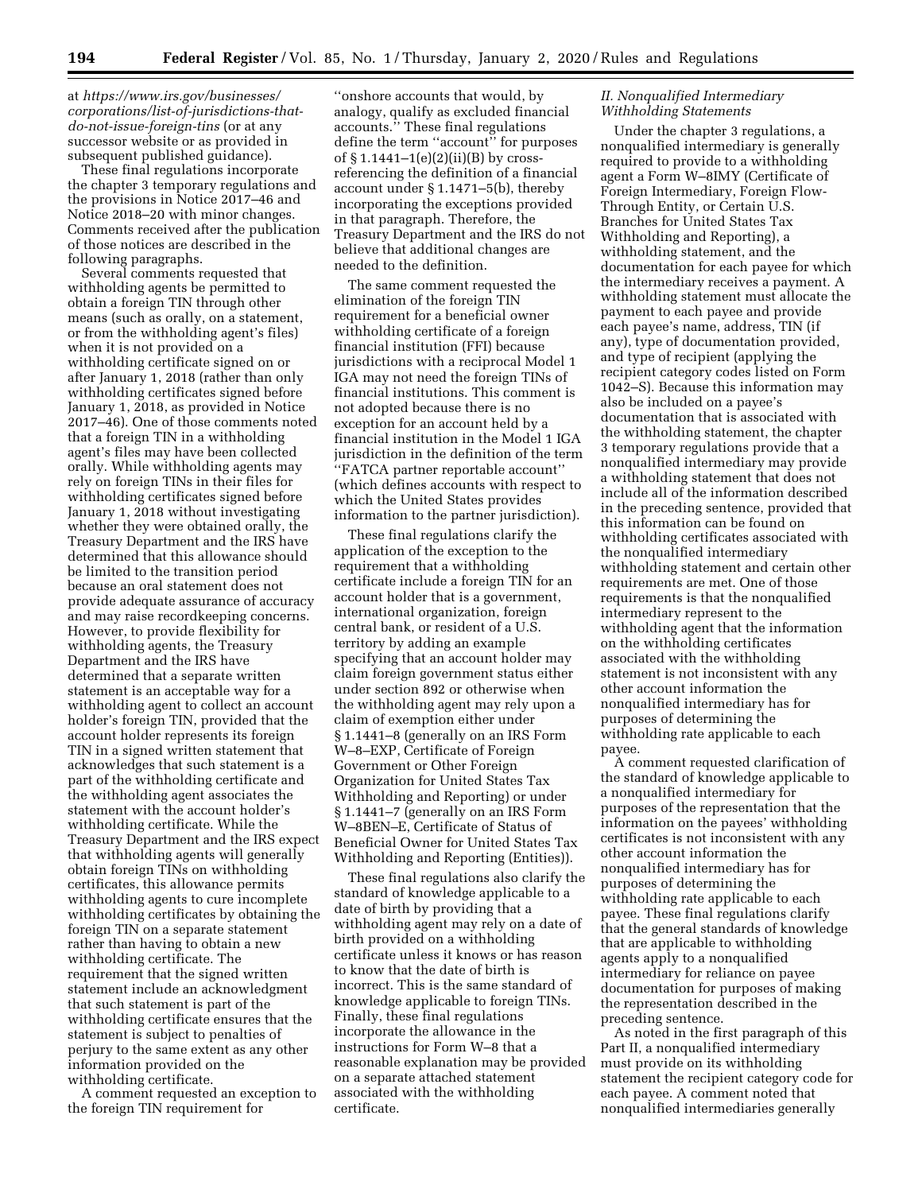at *https://www.irs.gov/businesses/corporations/list-of-jurisdictions-that-do-not-issue-foreign-tins* (or at any successor website or as provided in subsequent published guidance).

These final regulations incorporate the chapter 3 temporary regulations and the provisions in Notice 2017–46 and Notice 2018–20 with minor changes. Comments received after the publication of those notices are described in the following paragraphs.

Several comments requested that withholding agents be permitted to obtain a foreign TIN through other means (such as orally, on a statement, or from the withholding agent's files) when it is not provided on a withholding certificate signed on or after January 1, 2018 (rather than only withholding certificates signed before January 1, 2018, as provided in Notice 2017–46). One of those comments noted that a foreign TIN in a withholding agent's files may have been collected orally. While withholding agents may rely on foreign TINs in their files for withholding certificates signed before January 1, 2018 without investigating whether they were obtained orally, the Treasury Department and the IRS have determined that this allowance should be limited to the transition period because an oral statement does not provide adequate assurance of accuracy and may raise recordkeeping concerns. However, to provide flexibility for withholding agents, the Treasury Department and the IRS have determined that a separate written statement is an acceptable way for a withholding agent to collect an account holder's foreign TIN, provided that the account holder represents its foreign TIN in a signed written statement that acknowledges that such statement is a part of the withholding certificate and the withholding agent associates the statement with the account holder's withholding certificate. While the Treasury Department and the IRS expect that withholding agents will generally obtain foreign TINs on withholding certificates, this allowance permits withholding agents to cure incomplete withholding certificates by obtaining the foreign TIN on a separate statement rather than having to obtain a new withholding certificate. The requirement that the signed written statement include an acknowledgment that such statement is part of the withholding certificate ensures that the statement is subject to penalties of perjury to the same extent as any other information provided on the withholding certificate.

A comment requested an exception to the foreign TIN requirement for "onshore accounts that would, by analogy, qualify as excluded financial accounts." These final regulations define the term "account" for purposes of § 1.1441–1(e)(2)(ii)(B) by cross-referencing the definition of a financial account under § 1.1471–5(b), thereby incorporating the exceptions provided in that paragraph. Therefore, the Treasury Department and the IRS do not believe that additional changes are needed to the definition.

The same comment requested the elimination of the foreign TIN requirement for a beneficial owner withholding certificate of a foreign financial institution (FFI) because jurisdictions with a reciprocal Model 1 IGA may not need the foreign TINs of financial institutions. This comment is not adopted because there is no exception for an account held by a financial institution in the Model 1 IGA jurisdiction in the definition of the term "FATCA partner reportable account" (which defines accounts with respect to which the United States provides information to the partner jurisdiction).

These final regulations clarify the application of the exception to the requirement that a withholding certificate include a foreign TIN for an account holder that is a government, international organization, foreign central bank, or resident of a U.S. territory by adding an example specifying that an account holder may claim foreign government status either under section 892 or otherwise when the withholding agent may rely upon a claim of exemption either under § 1.1441–8 (generally on an IRS Form W–8–EXP, Certificate of Foreign Government or Other Foreign Organization for United States Tax Withholding and Reporting) or under § 1.1441–7 (generally on an IRS Form W–8BEN–E, Certificate of Status of Beneficial Owner for United States Tax Withholding and Reporting (Entities)).

These final regulations also clarify the standard of knowledge applicable to a date of birth by providing that a withholding agent may rely on a date of birth provided on a withholding certificate unless it knows or has reason to know that the date of birth is incorrect. This is the same standard of knowledge applicable to foreign TINs. Finally, these final regulations incorporate the allowance in the instructions for Form W–8 that a reasonable explanation may be provided on a separate attached statement associated with the withholding certificate.

### *II. Nonqualified Intermediary Withholding Statements*

Under the chapter 3 regulations, a nonqualified intermediary is generally required to provide to a withholding agent a Form W–8IMY (Certificate of Foreign Intermediary, Foreign Flow-Through Entity, or Certain U.S. Branches for United States Tax Withholding and Reporting), a withholding statement, and the documentation for each payee for which the intermediary receives a payment. A withholding statement must allocate the payment to each payee and provide each payee's name, address, TIN (if any), type of documentation provided, and type of recipient (applying the recipient category codes listed on Form 1042–S). Because this information may also be included on a payee's documentation that is associated with the withholding statement, the chapter 3 temporary regulations provide that a nonqualified intermediary may provide a withholding statement that does not include all of the information described in the preceding sentence, provided that this information can be found on withholding certificates associated with the nonqualified intermediary withholding statement and certain other requirements are met. One of those requirements is that the nonqualified intermediary represent to the withholding agent that the information on the withholding certificates associated with the withholding statement is not inconsistent with any other account information the nonqualified intermediary has for purposes of determining the withholding rate applicable to each payee.

A comment requested clarification of the standard of knowledge applicable to a nonqualified intermediary for purposes of the representation that the information on the payees' withholding certificates is not inconsistent with any other account information the nonqualified intermediary has for purposes of determining the withholding rate applicable to each payee. These final regulations clarify that the general standards of knowledge that are applicable to withholding agents apply to a nonqualified intermediary for reliance on payee documentation for purposes of making the representation described in the preceding sentence.

As noted in the first paragraph of this Part II, a nonqualified intermediary must provide on its withholding statement the recipient category code for each payee. A comment noted that nonqualified intermediaries generally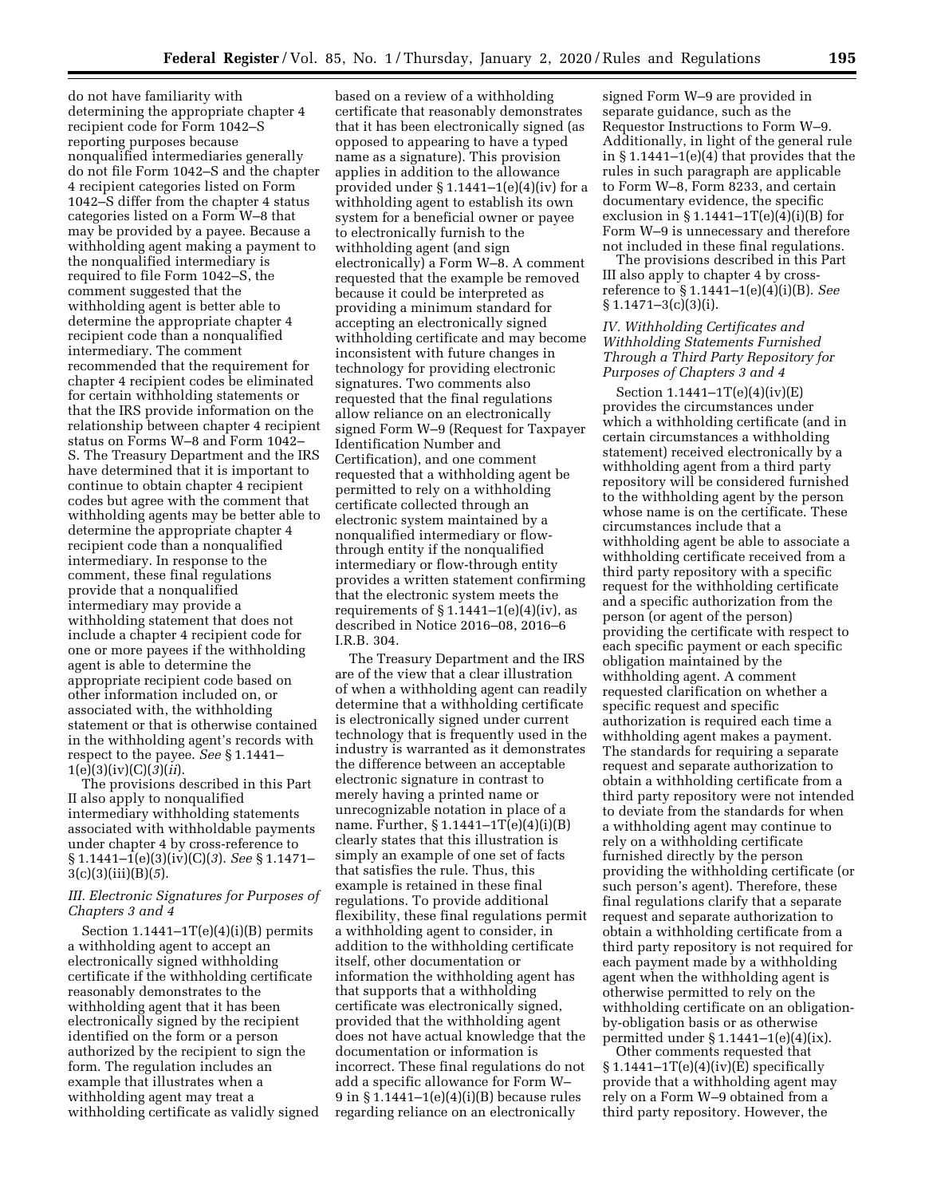do not have familiarity with determining the appropriate chapter 4 recipient code for Form 1042–S reporting purposes because nonqualified intermediaries generally do not file Form 1042–S and the chapter 4 recipient categories listed on Form 1042–S differ from the chapter 4 status categories listed on a Form W–8 that may be provided by a payee. Because a withholding agent making a payment to the nonqualified intermediary is required to file Form 1042–S, the comment suggested that the withholding agent is better able to determine the appropriate chapter 4 recipient code than a nonqualified intermediary. The comment recommended that the requirement for chapter 4 recipient codes be eliminated for certain withholding statements or that the IRS provide information on the relationship between chapter 4 recipient status on Forms W–8 and Form 1042–S. The Treasury Department and the IRS have determined that it is important to continue to obtain chapter 4 recipient codes but agree with the comment that withholding agents may be better able to determine the appropriate chapter 4 recipient code than a nonqualified intermediary. In response to the comment, these final regulations provide that a nonqualified intermediary may provide a withholding statement that does not include a chapter 4 recipient code for one or more payees if the withholding agent is able to determine the appropriate recipient code based on other information included on, or associated with, the withholding statement or that is otherwise contained in the withholding agent's records with respect to the payee. *See* § 1.1441–1(e)(3)(iv)(C)(*3*)(*ii*).

The provisions described in this Part II also apply to nonqualified intermediary withholding statements associated with withholdable payments under chapter 4 by cross-reference to § 1.1441–1(e)(3)(iv)(C)(*3*). *See* § 1.1471–3(c)(3)(iii)(B)(*5*).

### *III. Electronic Signatures for Purposes of Chapters 3 and 4*

Section 1.1441–1T(e)(4)(i)(B) permits a withholding agent to accept an electronically signed withholding certificate if the withholding certificate reasonably demonstrates to the withholding agent that it has been electronically signed by the recipient identified on the form or a person authorized by the recipient to sign the form. The regulation includes an example that illustrates when a withholding agent may treat a withholding certificate as validly signed based on a review of a withholding certificate that reasonably demonstrates that it has been electronically signed (as opposed to appearing to have a typed name as a signature). This provision applies in addition to the allowance provided under § 1.1441–1(e)(4)(iv) for a withholding agent to establish its own system for a beneficial owner or payee to electronically furnish to the withholding agent (and sign electronically) a Form W–8. A comment requested that the example be removed because it could be interpreted as providing a minimum standard for accepting an electronically signed withholding certificate and may become inconsistent with future changes in technology for providing electronic signatures. Two comments also requested that the final regulations allow reliance on an electronically signed Form W–9 (Request for Taxpayer Identification Number and Certification), and one comment requested that a withholding agent be permitted to rely on a withholding certificate collected through an electronic system maintained by a nonqualified intermediary or flow-through entity if the nonqualified intermediary or flow-through entity provides a written statement confirming that the electronic system meets the requirements of § 1.1441–1(e)(4)(iv), as described in Notice 2016–08, 2016–6 I.R.B. 304.

The Treasury Department and the IRS are of the view that a clear illustration of when a withholding agent can readily determine that a withholding certificate is electronically signed under current technology that is frequently used in the industry is warranted as it demonstrates the difference between an acceptable electronic signature in contrast to merely having a printed name or unrecognizable notation in place of a name. Further, § 1.1441–1T(e)(4)(i)(B) clearly states that this illustration is simply an example of one set of facts that satisfies the rule. Thus, this example is retained in these final regulations. To provide additional flexibility, these final regulations permit a withholding agent to consider, in addition to the withholding certificate itself, other documentation or information the withholding agent has that supports that a withholding certificate was electronically signed, provided that the withholding agent does not have actual knowledge that the documentation or information is incorrect. These final regulations do not add a specific allowance for Form W–9 in § 1.1441–1(e)(4)(i)(B) because rules regarding reliance on an electronically signed Form W–9 are provided in separate guidance, such as the Requestor Instructions to Form W–9. Additionally, in light of the general rule in § 1.1441–1(e)(4) that provides that the rules in such paragraph are applicable to Form W–8, Form 8233, and certain documentary evidence, the specific exclusion in § 1.1441–1T(e)(4)(i)(B) for Form W–9 is unnecessary and therefore not included in these final regulations.

The provisions described in this Part III also apply to chapter 4 by cross-reference to § 1.1441–1(e)(4)(i)(B). *See* § 1.1471–3(c)(3)(i).

### *IV. Withholding Certificates and Withholding Statements Furnished Through a Third Party Repository for Purposes of Chapters 3 and 4*

Section 1.1441–1T(e)(4)(iv)(E) provides the circumstances under which a withholding certificate (and in certain circumstances a withholding statement) received electronically by a withholding agent from a third party repository will be considered furnished to the withholding agent by the person whose name is on the certificate. These circumstances include that a withholding agent be able to associate a withholding certificate received from a third party repository with a specific request for the withholding certificate and a specific authorization from the person (or agent of the person) providing the certificate with respect to each specific payment or each specific obligation maintained by the withholding agent. A comment requested clarification on whether a specific request and specific authorization is required each time a withholding agent makes a payment. The standards for requiring a separate request and separate authorization to obtain a withholding certificate from a third party repository were not intended to deviate from the standards for when a withholding agent may continue to rely on a withholding certificate furnished directly by the person providing the withholding certificate (or such person's agent). Therefore, these final regulations clarify that a separate request and separate authorization to obtain a withholding certificate from a third party repository is not required for each payment made by a withholding agent when the withholding agent is otherwise permitted to rely on the withholding certificate on an obligation-by-obligation basis or as otherwise permitted under § 1.1441–1(e)(4)(ix).

Other comments requested that § 1.1441–1T(e)(4)(iv)(E) specifically provide that a withholding agent may rely on a Form W–9 obtained from a third party repository. However, the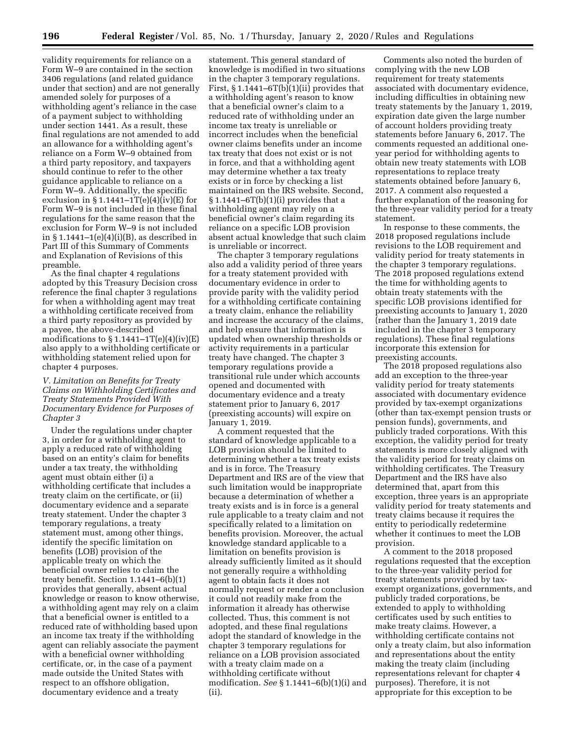validity requirements for reliance on a Form W–9 are contained in the section 3406 regulations (and related guidance under that section) and are not generally amended solely for purposes of a withholding agent's reliance in the case of a payment subject to withholding under section 1441. As a result, these final regulations are not amended to add an allowance for a withholding agent's reliance on a Form W–9 obtained from a third party repository, and taxpayers should continue to refer to the other guidance applicable to reliance on a Form W–9. Additionally, the specific exclusion in § 1.1441–1T(e)(4)(iv)(E) for Form W–9 is not included in these final regulations for the same reason that the exclusion for Form W–9 is not included in § 1.1441–1(e)(4)(i)(B), as described in Part III of this Summary of Comments and Explanation of Revisions of this preamble.

As the final chapter 4 regulations adopted by this Treasury Decision cross reference the final chapter 3 regulations for when a withholding agent may treat a withholding certificate received from a third party repository as provided by a payee, the above-described modifications to § 1.1441–1T(e)(4)(iv)(E) also apply to a withholding certificate or withholding statement relied upon for chapter 4 purposes.

*V. Limitation on Benefits for Treaty Claims on Withholding Certificates and Treaty Statements Provided With Documentary Evidence for Purposes of Chapter 3*

Under the regulations under chapter 3, in order for a withholding agent to apply a reduced rate of withholding based on an entity's claim for benefits under a tax treaty, the withholding agent must obtain either (i) a withholding certificate that includes a treaty claim on the certificate, or (ii) documentary evidence and a separate treaty statement. Under the chapter 3 temporary regulations, a treaty statement must, among other things, identify the specific limitation on benefits (LOB) provision of the applicable treaty on which the beneficial owner relies to claim the treaty benefit. Section 1.1441–6(b)(1) provides that generally, absent actual knowledge or reason to know otherwise, a withholding agent may rely on a claim that a beneficial owner is entitled to a reduced rate of withholding based upon an income tax treaty if the withholding agent can reliably associate the payment with a beneficial owner withholding certificate, or, in the case of a payment made outside the United States with respect to an offshore obligation, documentary evidence and a treaty statement. This general standard of knowledge is modified in two situations in the chapter 3 temporary regulations. First, § 1.1441–6T(b)(1)(ii) provides that a withholding agent's reason to know that a beneficial owner's claim to a reduced rate of withholding under an income tax treaty is unreliable or incorrect includes when the beneficial owner claims benefits under an income tax treaty that does not exist or is not in force, and that a withholding agent may determine whether a tax treaty exists or in force by checking a list maintained on the IRS website. Second, § 1.1441–6T(b)(1)(i) provides that a withholding agent may rely on a beneficial owner's claim regarding its reliance on a specific LOB provision absent actual knowledge that such claim is unreliable or incorrect.

The chapter 3 temporary regulations also add a validity period of three years for a treaty statement provided with documentary evidence in order to provide parity with the validity period for a withholding certificate containing a treaty claim, enhance the reliability and increase the accuracy of the claims, and help ensure that information is updated when ownership thresholds or activity requirements in a particular treaty have changed. The chapter 3 temporary regulations provide a transitional rule under which accounts opened and documented with documentary evidence and a treaty statement prior to January 6, 2017 (preexisting accounts) will expire on January 1, 2019.

A comment requested that the standard of knowledge applicable to a LOB provision should be limited to determining whether a tax treaty exists and is in force. The Treasury Department and IRS are of the view that such limitation would be inappropriate because a determination of whether a treaty exists and is in force is a general rule applicable to a treaty claim and not specifically related to a limitation on benefits provision. Moreover, the actual knowledge standard applicable to a limitation on benefits provision is already sufficiently limited as it should not generally require a withholding agent to obtain facts it does not normally request or render a conclusion it could not readily make from the information it already has otherwise collected. Thus, this comment is not adopted, and these final regulations adopt the standard of knowledge in the chapter 3 temporary regulations for reliance on a LOB provision associated with a treaty claim made on a withholding certificate without modification. *See* § 1.1441–6(b)(1)(i) and (ii).

Comments also noted the burden of complying with the new LOB requirement for treaty statements associated with documentary evidence, including difficulties in obtaining new treaty statements by the January 1, 2019, expiration date given the large number of account holders providing treaty statements before January 6, 2017. The comments requested an additional one-year period for withholding agents to obtain new treaty statements with LOB representations to replace treaty statements obtained before January 6, 2017. A comment also requested a further explanation of the reasoning for the three-year validity period for a treaty statement.

In response to these comments, the 2018 proposed regulations include revisions to the LOB requirement and validity period for treaty statements in the chapter 3 temporary regulations. The 2018 proposed regulations extend the time for withholding agents to obtain treaty statements with the specific LOB provisions identified for preexisting accounts to January 1, 2020 (rather than the January 1, 2019 date included in the chapter 3 temporary regulations). These final regulations incorporate this extension for preexisting accounts.

The 2018 proposed regulations also add an exception to the three-year validity period for treaty statements associated with documentary evidence provided by tax-exempt organizations (other than tax-exempt pension trusts or pension funds), governments, and publicly traded corporations. With this exception, the validity period for treaty statements is more closely aligned with the validity period for treaty claims on withholding certificates. The Treasury Department and the IRS have also determined that, apart from this exception, three years is an appropriate validity period for treaty statements and treaty claims because it requires the entity to periodically redetermine whether it continues to meet the LOB provision.

A comment to the 2018 proposed regulations requested that the exception to the three-year validity period for treaty statements provided by tax-exempt organizations, governments, and publicly traded corporations, be extended to apply to withholding certificates used by such entities to make treaty claims. However, a withholding certificate contains not only a treaty claim, but also information and representations about the entity making the treaty claim (including representations relevant for chapter 4 purposes). Therefore, it is not appropriate for this exception to be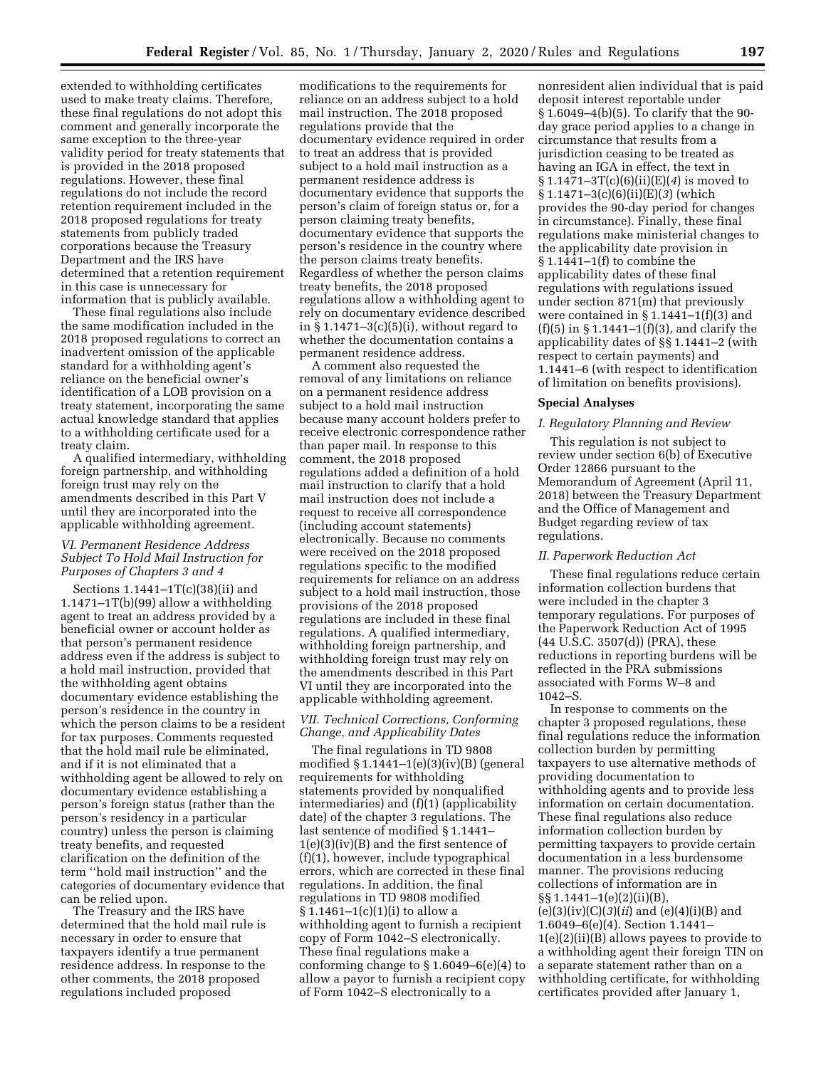extended to withholding certificates used to make treaty claims. Therefore, these final regulations do not adopt this comment and generally incorporate the same exception to the three-year validity period for treaty statements that is provided in the 2018 proposed regulations. However, these final regulations do not include the record retention requirement included in the 2018 proposed regulations for treaty statements from publicly traded corporations because the Treasury Department and the IRS have determined that a retention requirement in this case is unnecessary for information that is publicly available.

These final regulations also include the same modification included in the 2018 proposed regulations to correct an inadvertent omission of the applicable standard for a withholding agent's reliance on the beneficial owner's identification of a LOB provision on a treaty statement, incorporating the same actual knowledge standard that applies to a withholding certificate used for a treaty claim.

A qualified intermediary, withholding foreign partnership, and withholding foreign trust may rely on the amendments described in this Part V until they are incorporated into the applicable withholding agreement.

### *VI. Permanent Residence Address Subject To Hold Mail Instruction for Purposes of Chapters 3 and 4*

Sections 1.1441–1T(c)(38)(ii) and 1.1471–1T(b)(99) allow a withholding agent to treat an address provided by a beneficial owner or account holder as that person's permanent residence address even if the address is subject to a hold mail instruction, provided that the withholding agent obtains documentary evidence establishing the person's residence in the country in which the person claims to be a resident for tax purposes. Comments requested that the hold mail rule be eliminated, and if it is not eliminated that a withholding agent be allowed to rely on documentary evidence establishing a person's foreign status (rather than the person's residency in a particular country) unless the person is claiming treaty benefits, and requested clarification on the definition of the term ''hold mail instruction'' and the categories of documentary evidence that can be relied upon.

The Treasury and the IRS have determined that the hold mail rule is necessary in order to ensure that taxpayers identify a true permanent residence address. In response to the other comments, the 2018 proposed regulations included proposed modifications to the requirements for reliance on an address subject to a hold mail instruction. The 2018 proposed regulations provide that the documentary evidence required in order to treat an address that is provided subject to a hold mail instruction as a permanent residence address is documentary evidence that supports the person's claim of foreign status or, for a person claiming treaty benefits, documentary evidence that supports the person's residence in the country where the person claims treaty benefits. Regardless of whether the person claims treaty benefits, the 2018 proposed regulations allow a withholding agent to rely on documentary evidence described in § 1.1471–3(c)(5)(i), without regard to whether the documentation contains a permanent residence address.

A comment also requested the removal of any limitations on reliance on a permanent residence address subject to a hold mail instruction because many account holders prefer to receive electronic correspondence rather than paper mail. In response to this comment, the 2018 proposed regulations added a definition of a hold mail instruction to clarify that a hold mail instruction does not include a request to receive all correspondence (including account statements) electronically. Because no comments were received on the 2018 proposed regulations specific to the modified requirements for reliance on an address subject to a hold mail instruction, those provisions of the 2018 proposed regulations are included in these final regulations. A qualified intermediary, withholding foreign partnership, and withholding foreign trust may rely on the amendments described in this Part VI until they are incorporated into the applicable withholding agreement.

### *VII. Technical Corrections, Conforming Change, and Applicability Dates*

The final regulations in TD 9808 modified § 1.1441–1(e)(3)(iv)(B) (general requirements for withholding statements provided by nonqualified intermediaries) and (f)(1) (applicability date) of the chapter 3 regulations. The last sentence of modified § 1.1441–1(e)(3)(iv)(B) and the first sentence of (f)(1), however, include typographical errors, which are corrected in these final regulations. In addition, the final regulations in TD 9808 modified § 1.1461–1(c)(1)(i) to allow a withholding agent to furnish a recipient copy of Form 1042–S electronically. These final regulations make a conforming change to § 1.6049–6(e)(4) to allow a payor to furnish a recipient copy of Form 1042–S electronically to a nonresident alien individual that is paid deposit interest reportable under § 1.6049–4(b)(5). To clarify that the 90-day grace period applies to a change in circumstance that results from a jurisdiction ceasing to be treated as having an IGA in effect, the text in § 1.1471–3T(c)(6)(ii)(E)(*4*) is moved to § 1.1471–3(c)(6)(ii)(E)(*3*) (which provides the 90-day period for changes in circumstance). Finally, these final regulations make ministerial changes to the applicability date provision in § 1.1441–1(f) to combine the applicability dates of these final regulations with regulations issued under section 871(m) that previously were contained in § 1.1441–1(f)(3) and (f)(5) in § 1.1441–1(f)(3), and clarify the applicability dates of §§ 1.1441–2 (with respect to certain payments) and 1.1441–6 (with respect to identification of limitation on benefits provisions).

## Special Analyses

### *I. Regulatory Planning and Review*

This regulation is not subject to review under section 6(b) of Executive Order 12866 pursuant to the Memorandum of Agreement (April 11, 2018) between the Treasury Department and the Office of Management and Budget regarding review of tax regulations.

### *II. Paperwork Reduction Act*

These final regulations reduce certain information collection burdens that were included in the chapter 3 temporary regulations. For purposes of the Paperwork Reduction Act of 1995 (44 U.S.C. 3507(d)) (PRA), these reductions in reporting burdens will be reflected in the PRA submissions associated with Forms W–8 and 1042–S.

In response to comments on the chapter 3 proposed regulations, these final regulations reduce the information collection burden by permitting taxpayers to use alternative methods of providing documentation to withholding agents and to provide less information on certain documentation. These final regulations also reduce information collection burden by permitting taxpayers to provide certain documentation in a less burdensome manner. The provisions reducing collections of information are in §§ 1.1441–1(e)(2)(ii)(B), (e)(3)(iv)(C)(*3*)(*ii*) and (e)(4)(i)(B) and 1.6049–6(e)(4). Section 1.1441–1(e)(2)(ii)(B) allows payees to provide to a withholding agent their foreign TIN on a separate statement rather than on a withholding certificate, for withholding certificates provided after January 1,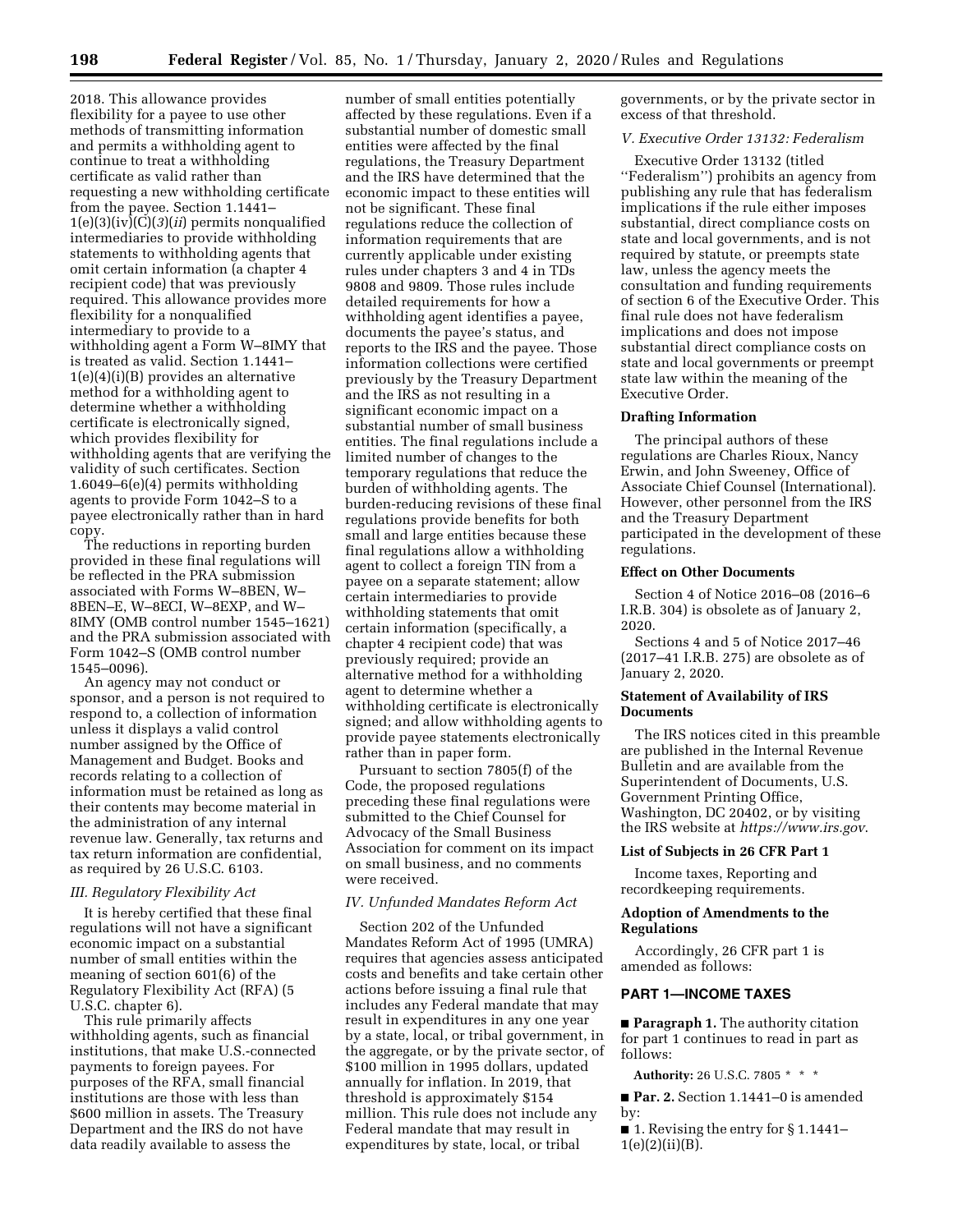2018. This allowance provides flexibility for a payee to use other methods of transmitting information and permits a withholding agent to continue to treat a withholding certificate as valid rather than requesting a new withholding certificate from the payee. Section 1.1441–1(e)(3)(iv)(C)(*3*)(*ii*) permits nonqualified intermediaries to provide withholding statements to withholding agents that omit certain information (a chapter 4 recipient code) that was previously required. This allowance provides more flexibility for a nonqualified intermediary to provide to a withholding agent a Form W–8IMY that is treated as valid. Section 1.1441–1(e)(4)(i)(B) provides an alternative method for a withholding agent to determine whether a withholding certificate is electronically signed, which provides flexibility for withholding agents that are verifying the validity of such certificates. Section 1.6049–6(e)(4) permits withholding agents to provide Form 1042–S to a payee electronically rather than in hard copy.

The reductions in reporting burden provided in these final regulations will be reflected in the PRA submission associated with Forms W–8BEN, W–8BEN–E, W–8ECI, W–8EXP, and W–8IMY (OMB control number 1545–1621) and the PRA submission associated with Form 1042–S (OMB control number 1545–0096).

An agency may not conduct or sponsor, and a person is not required to respond to, a collection of information unless it displays a valid control number assigned by the Office of Management and Budget. Books and records relating to a collection of information must be retained as long as their contents may become material in the administration of any internal revenue law. Generally, tax returns and tax return information are confidential, as required by 26 U.S.C. 6103.

### *III. Regulatory Flexibility Act*

It is hereby certified that these final regulations will not have a significant economic impact on a substantial number of small entities within the meaning of section 601(6) of the Regulatory Flexibility Act (RFA) (5 U.S.C. chapter 6).

This rule primarily affects withholding agents, such as financial institutions, that make U.S.-connected payments to foreign payees. For purposes of the RFA, small financial institutions are those with less than $600 million in assets. The Treasury Department and the IRS do not have data readily available to assess the number of small entities potentially affected by these regulations. Even if a substantial number of domestic small entities were affected by the final regulations, the Treasury Department and the IRS have determined that the economic impact to these entities will not be significant. These final regulations reduce the collection of information requirements that are currently applicable under existing rules under chapters 3 and 4 in TDs 9808 and 9809. Those rules include detailed requirements for how a withholding agent identifies a payee, documents the payee's status, and reports to the IRS and the payee. Those information collections were certified previously by the Treasury Department and the IRS as not resulting in a significant economic impact on a substantial number of small business entities. The final regulations include a limited number of changes to the temporary regulations that reduce the burden of withholding agents. The burden-reducing revisions of these final regulations provide benefits for both small and large entities because these final regulations allow a withholding agent to collect a foreign TIN from a payee on a separate statement; allow certain intermediaries to provide withholding statements that omit certain information (specifically, a chapter 4 recipient code) that was previously required; provide an alternative method for a withholding agent to determine whether a withholding certificate is electronically signed; and allow withholding agents to provide payee statements electronically rather than in paper form.

Pursuant to section 7805(f) of the Code, the proposed regulations preceding these final regulations were submitted to the Chief Counsel for Advocacy of the Small Business Association for comment on its impact on small business, and no comments were received.

### *IV. Unfunded Mandates Reform Act*

Section 202 of the Unfunded Mandates Reform Act of 1995 (UMRA) requires that agencies assess anticipated costs and benefits and take certain other actions before issuing a final rule that includes any Federal mandate that may result in expenditures in any one year by a state, local, or tribal government, in the aggregate, or by the private sector, of $100 million in 1995 dollars, updated annually for inflation. In 2019, that threshold is approximately $154 million. This rule does not include any Federal mandate that may result in expenditures by state, local, or tribal governments, or by the private sector in excess of that threshold.

### *V. Executive Order 13132: Federalism*

Executive Order 13132 (titled ''Federalism'') prohibits an agency from publishing any rule that has federalism implications if the rule either imposes substantial, direct compliance costs on state and local governments, and is not required by statute, or preempts state law, unless the agency meets the consultation and funding requirements of section 6 of the Executive Order. This final rule does not have federalism implications and does not impose substantial direct compliance costs on state and local governments or preempt state law within the meaning of the Executive Order.

## Drafting Information

The principal authors of these regulations are Charles Rioux, Nancy Erwin, and John Sweeney, Office of Associate Chief Counsel (International). However, other personnel from the IRS and the Treasury Department participated in the development of these regulations.

## Effect on Other Documents

Section 4 of Notice 2016–08 (2016–6 I.R.B. 304) is obsolete as of January 2, 2020.

Sections 4 and 5 of Notice 2017–46 (2017–41 I.R.B. 275) are obsolete as of January 2, 2020.

## Statement of Availability of IRS Documents

The IRS notices cited in this preamble are published in the Internal Revenue Bulletin and are available from the Superintendent of Documents, U.S. Government Printing Office, Washington, DC 20402, or by visiting the IRS website at *https://www.irs.gov*.

## List of Subjects in 26 CFR Part 1

Income taxes, Reporting and recordkeeping requirements.

## Adoption of Amendments to the Regulations

Accordingly, 26 CFR part 1 is amended as follows:

## PART 1—INCOME TAXES

■ **Paragraph 1.** The authority citation for part 1 continues to read in part as follows:

**Authority:** 26 U.S.C. 7805 * * *

■ **Par. 2.** Section 1.1441–0 is amended by:

■ 1. Revising the entry for § 1.1441–1(e)(2)(ii)(B).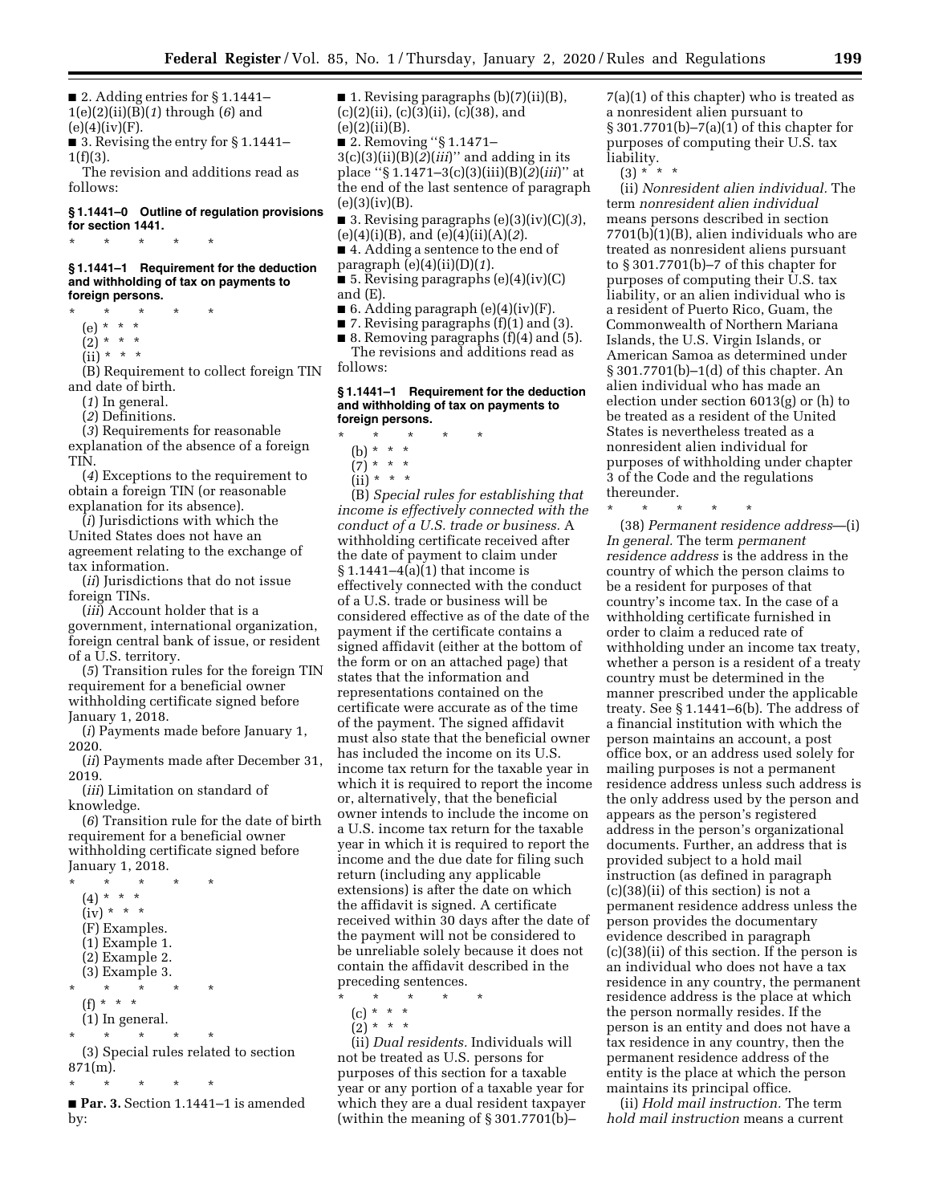■ 2. Adding entries for § 1.1441–1(e)(2)(ii)(B)(*1*) through (*6*) and (e)(4)(iv)(F).

■ 3. Revising the entry for § 1.1441–1(f)(3).

The revision and additions read as follows:

**§ 1.1441–0 Outline of regulation provisions for section 1441.**

\* \* \* \* \*

**§ 1.1441–1 Requirement for the deduction and withholding of tax on payments to foreign persons.**

\* \* \* \* \*

(e) \* \* \*

(2) \* \* \*

(ii) \* \* \*

(B) Requirement to collect foreign TIN and date of birth.

(*1*) In general.

(*2*) Definitions.

(*3*) Requirements for reasonable explanation of the absence of a foreign TIN.

(*4*) Exceptions to the requirement to obtain a foreign TIN (or reasonable explanation for its absence).

(*i*) Jurisdictions with which the United States does not have an agreement relating to the exchange of tax information.

(*ii*) Jurisdictions that do not issue foreign TINs.

(*iii*) Account holder that is a government, international organization, foreign central bank of issue, or resident of a U.S. territory.

(*5*) Transition rules for the foreign TIN requirement for a beneficial owner withholding certificate signed before January 1, 2018.

(*i*) Payments made before January 1, 2020.

(*ii*) Payments made after December 31, 2019.

(*iii*) Limitation on standard of knowledge.

(*6*) Transition rule for the date of birth requirement for a beneficial owner withholding certificate signed before January 1, 2018.

\* \* \* \* \*

(4) \* \* \*

(iv) \* \* \*

(F) Examples.

(1) Example 1.

(2) Example 2.

(3) Example 3.

\* \* \* \* \*

(f) \* \* \*

(1) In general.

\* \* \* \* \*

(3) Special rules related to section 871(m).

\* \* \* \* \*

■ **Par. 3.** Section 1.1441–1 is amended by:

■ 1. Revising paragraphs (b)(7)(ii)(B), (c)(2)(ii), (c)(3)(ii), (c)(38), and (e)(2)(ii)(B).

■ 2. Removing "§ 1.1471–3(c)(3)(ii)(B)(*2*)(*iii*)" and adding in its place "§ 1.1471–3(c)(3)(iii)(B)(*2*)(*iii*)" at the end of the last sentence of paragraph (e)(3)(iv)(B).

■ 3. Revising paragraphs (e)(3)(iv)(C)(*3*), (e)(4)(i)(B), and (e)(4)(ii)(A)(*2*).

■ 4. Adding a sentence to the end of paragraph (e)(4)(ii)(D)(*1*).

■ 5. Revising paragraphs (e)(4)(iv)(C) and (E).

■ 6. Adding paragraph (e)(4)(iv)(F).

■ 7. Revising paragraphs (f)(1) and (3).

■ 8. Removing paragraphs (f)(4) and (5).

The revisions and additions read as follows:

**§ 1.1441–1 Requirement for the deduction and withholding of tax on payments to foreign persons.**

\* \* \* \* \*

(b) \* \* \*

(7) \* \* \*

(ii) \* \* \*

(B) *Special rules for establishing that income is effectively connected with the conduct of a U.S. trade or business.* A withholding certificate received after the date of payment to claim under § 1.1441–4(a)(1) that income is effectively connected with the conduct of a U.S. trade or business will be considered effective as of the date of the payment if the certificate contains a signed affidavit (either at the bottom of the form or on an attached page) that states that the information and representations contained on the certificate were accurate as of the time of the payment. The signed affidavit must also state that the beneficial owner has included the income on its U.S. income tax return for the taxable year in which it is required to report the income or, alternatively, that the beneficial owner intends to include the income on a U.S. income tax return for the taxable year in which it is required to report the income and the due date for filing such return (including any applicable extensions) is after the date on which the affidavit is signed. A certificate received within 30 days after the date of the payment will not be considered to be unreliable solely because it does not contain the affidavit described in the preceding sentences.

\* \* \* \* \*

(c) \* \* \*

(2) \* \* \*

(ii) *Dual residents.* Individuals will not be treated as U.S. persons for purposes of this section for a taxable year or any portion of a taxable year for which they are a dual resident taxpayer (within the meaning of § 301.7701(b)–7(a)(1) of this chapter) who is treated as a nonresident alien pursuant to § 301.7701(b)–7(a)(1) of this chapter for purposes of computing their U.S. tax liability.

(3) \* \* \*

(ii) *Nonresident alien individual.* The term *nonresident alien individual* means persons described in section 7701(b)(1)(B), alien individuals who are treated as nonresident aliens pursuant to § 301.7701(b)–7 of this chapter for purposes of computing their U.S. tax liability, or an alien individual who is a resident of Puerto Rico, Guam, the Commonwealth of Northern Mariana Islands, the U.S. Virgin Islands, or American Samoa as determined under § 301.7701(b)–1(d) of this chapter. An alien individual who has made an election under section 6013(g) or (h) to be treated as a resident of the United States is nevertheless treated as a nonresident alien individual for purposes of withholding under chapter 3 of the Code and the regulations thereunder.

\* \* \* \* \*

(38) *Permanent residence address*—(i) *In general.* The term *permanent residence address* is the address in the country of which the person claims to be a resident for purposes of that country's income tax. In the case of a withholding certificate furnished in order to claim a reduced rate of withholding under an income tax treaty, whether a person is a resident of a treaty country must be determined in the manner prescribed under the applicable treaty. See § 1.1441–6(b). The address of a financial institution with which the person maintains an account, a post office box, or an address used solely for mailing purposes is not a permanent residence address unless such address is the only address used by the person and appears as the person's registered address in the person's organizational documents. Further, an address that is provided subject to a hold mail instruction (as defined in paragraph (c)(38)(ii) of this section) is not a permanent residence address unless the person provides the documentary evidence described in paragraph (c)(38)(ii) of this section. If the person is an individual who does not have a tax residence in any country, the permanent residence address is the place at which the person normally resides. If the person is an entity and does not have a tax residence in any country, then the permanent residence address of the entity is the place at which the person maintains its principal office.

(ii) *Hold mail instruction.* The term *hold mail instruction* means a current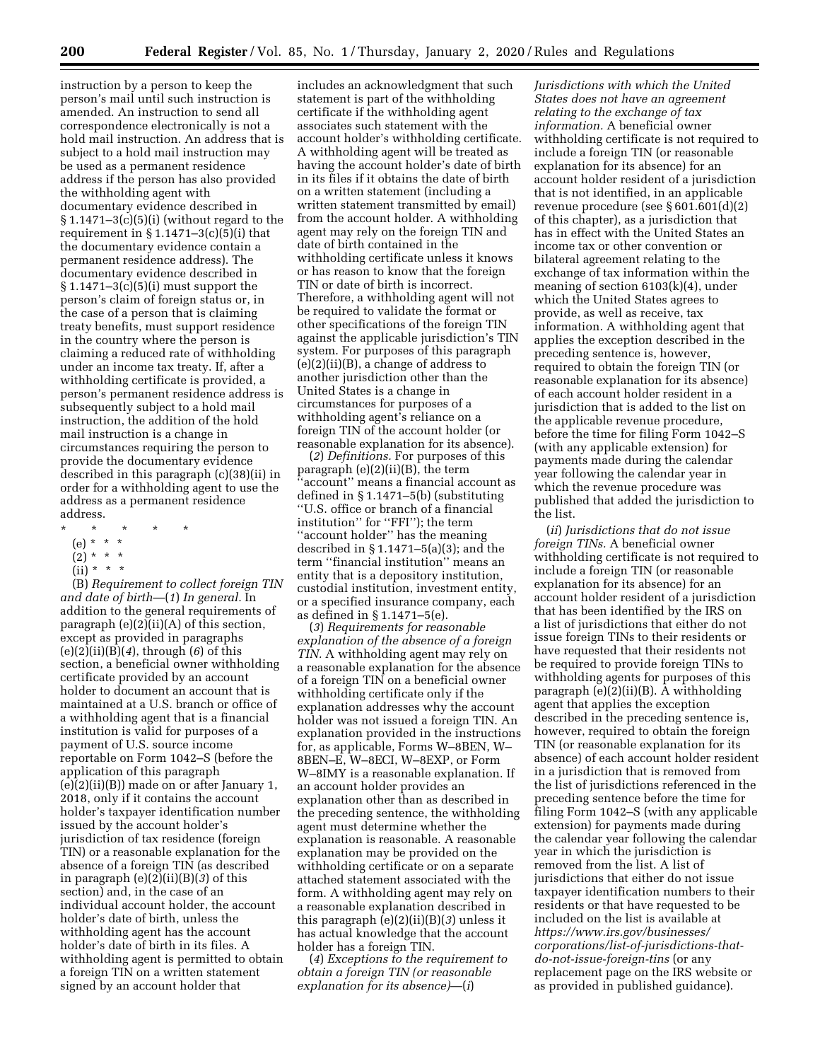instruction by a person to keep the person's mail until such instruction is amended. An instruction to send all correspondence electronically is not a hold mail instruction. An address that is subject to a hold mail instruction may be used as a permanent residence address if the person has also provided the withholding agent with documentary evidence described in § 1.1471–3(c)(5)(i) (without regard to the requirement in § 1.1471–3(c)(5)(i) that the documentary evidence contain a permanent residence address). The documentary evidence described in § 1.1471–3(c)(5)(i) must support the person's claim of foreign status or, in the case of a person that is claiming treaty benefits, must support residence in the country where the person is claiming a reduced rate of withholding under an income tax treaty. If, after a withholding certificate is provided, a person's permanent residence address is subsequently subject to a hold mail instruction, the addition of the hold mail instruction is a change in circumstances requiring the person to provide the documentary evidence described in this paragraph (c)(38)(ii) in order for a withholding agent to use the address as a permanent residence address.

\* \* \* \* \*

(e) \* \* \*

(2) \* \* \*

(ii) \* \* \*

(B) *Requirement to collect foreign TIN and date of birth*—(*1*) *In general.* In addition to the general requirements of paragraph (e)(2)(ii)(A) of this section, except as provided in paragraphs (e)(2)(ii)(B)(*4*), through (*6*) of this section, a beneficial owner withholding certificate provided by an account holder to document an account that is maintained at a U.S. branch or office of a withholding agent that is a financial institution is valid for purposes of a payment of U.S. source income reportable on Form 1042–S (before the application of this paragraph (e)(2)(ii)(B)) made on or after January 1, 2018, only if it contains the account holder's taxpayer identification number issued by the account holder's jurisdiction of tax residence (foreign TIN) or a reasonable explanation for the absence of a foreign TIN (as described in paragraph (e)(2)(ii)(B)(*3*) of this section) and, in the case of an individual account holder, the account holder's date of birth, unless the withholding agent has the account holder's date of birth in its files. A withholding agent is permitted to obtain a foreign TIN on a written statement signed by an account holder that includes an acknowledgment that such statement is part of the withholding certificate if the withholding agent associates such statement with the account holder's withholding certificate. A withholding agent will be treated as having the account holder's date of birth in its files if it obtains the date of birth on a written statement (including a written statement transmitted by email) from the account holder. A withholding agent may rely on the foreign TIN and date of birth contained in the withholding certificate unless it knows or has reason to know that the foreign TIN or date of birth is incorrect. Therefore, a withholding agent will not be required to validate the format or other specifications of the foreign TIN against the applicable jurisdiction's TIN system. For purposes of this paragraph (e)(2)(ii)(B), a change of address to another jurisdiction other than the United States is a change in circumstances for purposes of a withholding agent's reliance on a foreign TIN of the account holder (or reasonable explanation for its absence).

(*2*) *Definitions.* For purposes of this paragraph (e)(2)(ii)(B), the term ''account'' means a financial account as defined in § 1.1471–5(b) (substituting ''U.S. office or branch of a financial institution'' for ''FFI''); the term ''account holder'' has the meaning described in § 1.1471–5(a)(3); and the term ''financial institution'' means an entity that is a depository institution, custodial institution, investment entity, or a specified insurance company, each as defined in § 1.1471–5(e).

(*3*) *Requirements for reasonable explanation of the absence of a foreign TIN.* A withholding agent may rely on a reasonable explanation for the absence of a foreign TIN on a beneficial owner withholding certificate only if the explanation addresses why the account holder was not issued a foreign TIN. An explanation provided in the instructions for, as applicable, Forms W–8BEN, W–8BEN–E, W–8ECI, W–8EXP, or Form W–8IMY is a reasonable explanation. If an account holder provides an explanation other than as described in the preceding sentence, the withholding agent must determine whether the explanation is reasonable. A reasonable explanation may be provided on the withholding certificate or on a separate attached statement associated with the form. A withholding agent may rely on a reasonable explanation described in this paragraph (e)(2)(ii)(B)(*3*) unless it has actual knowledge that the account holder has a foreign TIN.

(*4*) *Exceptions to the requirement to obtain a foreign TIN (or reasonable explanation for its absence)*—(*i*) *Jurisdictions with which the United States does not have an agreement relating to the exchange of tax information.* A beneficial owner withholding certificate is not required to include a foreign TIN (or reasonable explanation for its absence) for an account holder resident of a jurisdiction that is not identified, in an applicable revenue procedure (see § 601.601(d)(2) of this chapter), as a jurisdiction that has in effect with the United States an income tax or other convention or bilateral agreement relating to the exchange of tax information within the meaning of section 6103(k)(4), under which the United States agrees to provide, as well as receive, tax information. A withholding agent that applies the exception described in the preceding sentence is, however, required to obtain the foreign TIN (or reasonable explanation for its absence) of each account holder resident in a jurisdiction that is added to the list on the applicable revenue procedure, before the time for filing Form 1042–S (with any applicable extension) for payments made during the calendar year following the calendar year in which the revenue procedure was published that added the jurisdiction to the list.

(*ii*) *Jurisdictions that do not issue foreign TINs.* A beneficial owner withholding certificate is not required to include a foreign TIN (or reasonable explanation for its absence) for an account holder resident of a jurisdiction that has been identified by the IRS on a list of jurisdictions that either do not issue foreign TINs to their residents or have requested that their residents not be required to provide foreign TINs to withholding agents for purposes of this paragraph (e)(2)(ii)(B). A withholding agent that applies the exception described in the preceding sentence is, however, required to obtain the foreign TIN (or reasonable explanation for its absence) of each account holder resident in a jurisdiction that is removed from the list of jurisdictions referenced in the preceding sentence before the time for filing Form 1042–S (with any applicable extension) for payments made during the calendar year following the calendar year in which the jurisdiction is removed from the list. A list of jurisdictions that either do not issue taxpayer identification numbers to their residents or that have requested to be included on the list is available at *https://www.irs.gov/businesses/corporations/list-of-jurisdictions-that-do-not-issue-foreign-tins* (or any replacement page on the IRS website or as provided in published guidance).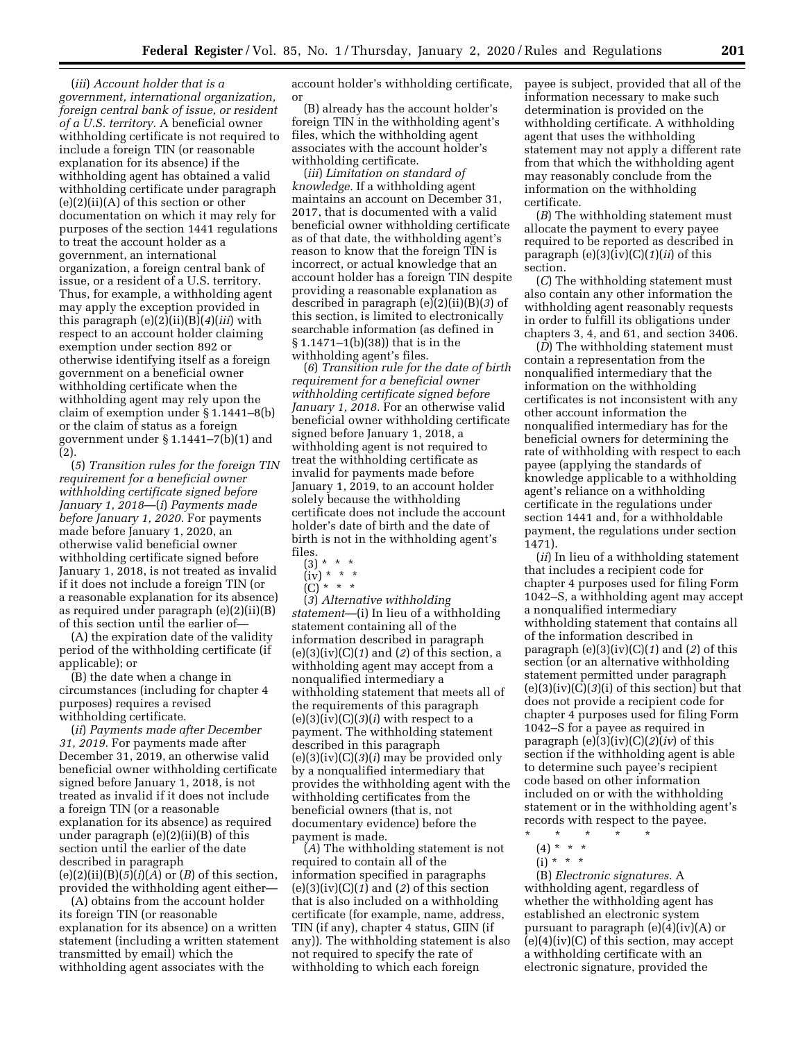(*iii*) *Account holder that is a government, international organization, foreign central bank of issue, or resident of a U.S. territory.* A beneficial owner withholding certificate is not required to include a foreign TIN (or reasonable explanation for its absence) if the withholding agent has obtained a valid withholding certificate under paragraph (e)(2)(ii)(A) of this section or other documentation on which it may rely for purposes of the section 1441 regulations to treat the account holder as a government, an international organization, a foreign central bank of issue, or a resident of a U.S. territory. Thus, for example, a withholding agent may apply the exception provided in this paragraph (e)(2)(ii)(B)(*4*)(*iii*) with respect to an account holder claiming exemption under section 892 or otherwise identifying itself as a foreign government on a beneficial owner withholding certificate when the withholding agent may rely upon the claim of exemption under § 1.1441–8(b) or the claim of status as a foreign government under § 1.1441–7(b)(1) and (2).

(*5*) *Transition rules for the foreign TIN requirement for a beneficial owner withholding certificate signed before January 1, 2018*—(*i*) *Payments made before January 1, 2020.* For payments made before January 1, 2020, an otherwise valid beneficial owner withholding certificate signed before January 1, 2018, is not treated as invalid if it does not include a foreign TIN (or a reasonable explanation for its absence) as required under paragraph (e)(2)(ii)(B) of this section until the earlier of—

(A) the expiration date of the validity period of the withholding certificate (if applicable); or

(B) the date when a change in circumstances (including for chapter 4 purposes) requires a revised withholding certificate.

(*ii*) *Payments made after December 31, 2019.* For payments made after December 31, 2019, an otherwise valid beneficial owner withholding certificate signed before January 1, 2018, is not treated as invalid if it does not include a foreign TIN (or a reasonable explanation for its absence) as required under paragraph (e)(2)(ii)(B) of this section until the earlier of the date described in paragraph (e)(2)(ii)(B)(*5*)(*i*)(*A*) or (*B*) of this section, provided the withholding agent either—

(A) obtains from the account holder its foreign TIN (or reasonable explanation for its absence) on a written statement (including a written statement transmitted by email) which the withholding agent associates with the account holder's withholding certificate, or

(B) already has the account holder's foreign TIN in the withholding agent's files, which the withholding agent associates with the account holder's withholding certificate.

(*iii*) *Limitation on standard of knowledge.* If a withholding agent maintains an account on December 31, 2017, that is documented with a valid beneficial owner withholding certificate as of that date, the withholding agent's reason to know that the foreign TIN is incorrect, or actual knowledge that an account holder has a foreign TIN despite providing a reasonable explanation as described in paragraph (e)(2)(ii)(B)(*3*) of this section, is limited to electronically searchable information (as defined in § 1.1471–1(b)(38)) that is in the withholding agent's files.

(*6*) *Transition rule for the date of birth requirement for a beneficial owner withholding certificate signed before January 1, 2018.* For an otherwise valid beneficial owner withholding certificate signed before January 1, 2018, a withholding agent is not required to treat the withholding certificate as invalid for payments made before January 1, 2019, to an account holder solely because the withholding certificate does not include the account holder's date of birth and the date of birth is not in the withholding agent's files.

(3) * * *

(iv) * * *

(C) * * *

(*3*) *Alternative withholding statement*—(i) In lieu of a withholding statement containing all of the information described in paragraph (e)(3)(iv)(C)(*1*) and (*2*) of this section, a withholding agent may accept from a nonqualified intermediary a withholding statement that meets all of the requirements of this paragraph (e)(3)(iv)(C)(*3*)(*i*) with respect to a payment. The withholding statement described in this paragraph (e)(3)(iv)(C)(*3*)(*i*) may be provided only by a nonqualified intermediary that provides the withholding agent with the withholding certificates from the beneficial owners (that is, not documentary evidence) before the payment is made.

(*A*) The withholding statement is not required to contain all of the information specified in paragraphs (e)(3)(iv)(C)(*1*) and (*2*) of this section that is also included on a withholding certificate (for example, name, address, TIN (if any), chapter 4 status, GIIN (if any)). The withholding statement is also not required to specify the rate of withholding to which each foreign payee is subject, provided that all of the information necessary to make such determination is provided on the withholding certificate. A withholding agent that uses the withholding statement may not apply a different rate from that which the withholding agent may reasonably conclude from the information on the withholding certificate.

(*B*) The withholding statement must allocate the payment to every payee required to be reported as described in paragraph (e)(3)(iv)(C)(*1*)(*ii*) of this section.

(*C*) The withholding statement must also contain any other information the withholding agent reasonably requests in order to fulfill its obligations under chapters 3, 4, and 61, and section 3406.

(*D*) The withholding statement must contain a representation from the nonqualified intermediary that the information on the withholding certificates is not inconsistent with any other account information the nonqualified intermediary has for the beneficial owners for determining the rate of withholding with respect to each payee (applying the standards of knowledge applicable to a withholding agent's reliance on a withholding certificate in the regulations under section 1441 and, for a withholdable payment, the regulations under section 1471).

(*ii*) In lieu of a withholding statement that includes a recipient code for chapter 4 purposes used for filing Form 1042–S, a withholding agent may accept a nonqualified intermediary withholding statement that contains all of the information described in paragraph (e)(3)(iv)(C)(*1*) and (*2*) of this section (or an alternative withholding statement permitted under paragraph (e)(3)(iv)(C)(*3*)(i) of this section) but that does not provide a recipient code for chapter 4 purposes used for filing Form 1042–S for a payee as required in paragraph (e)(3)(iv)(C)(*2*)(*iv*) of this section if the withholding agent is able to determine such payee's recipient code based on other information included on or with the withholding statement or in the withholding agent's records with respect to the payee.

\* \* \* \* \*

(4) * * *

(i) * * *

(B) *Electronic signatures.* A withholding agent, regardless of whether the withholding agent has established an electronic system pursuant to paragraph (e)(4)(iv)(A) or (e)(4)(iv)(C) of this section, may accept a withholding certificate with an electronic signature, provided the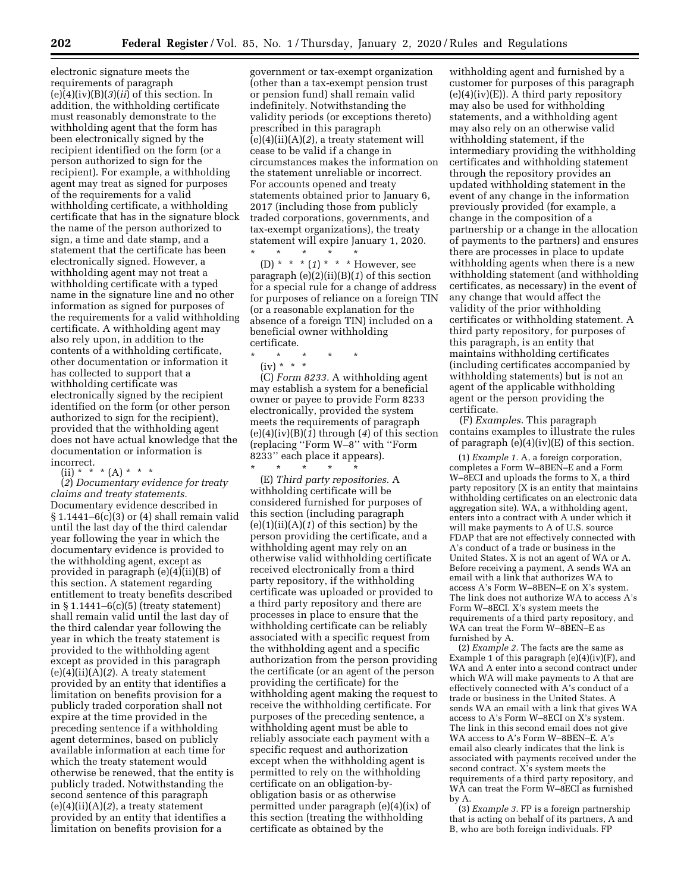electronic signature meets the requirements of paragraph (e)(4)(iv)(B)(*3*)(*ii*) of this section. In addition, the withholding agent must reasonably demonstrate to the withholding agent that the form has been electronically signed by the recipient identified on the form (or a person authorized to sign for the recipient). For example, a withholding agent may treat as signed for purposes of the requirements for a valid withholding certificate, a withholding certificate that has in the signature block the name of the person authorized to sign, a time and date stamp, and a statement that the certificate has been electronically signed. However, a withholding agent may not treat a withholding certificate with a typed name in the signature line and no other information as signed for purposes of the requirements for a valid withholding certificate. A withholding agent may also rely upon, in addition to the contents of a withholding certificate, other documentation or information it has collected to support that a withholding certificate was electronically signed by the recipient identified on the form (or other person authorized to sign for the recipient), provided that the withholding agent does not have actual knowledge that the documentation or information is incorrect.

(ii) * * * (A) * * *

(*2*) *Documentary evidence for treaty claims and treaty statements.* Documentary evidence described in § 1.1441–6(c)(3) or (4) shall remain valid until the last day of the third calendar year following the year in which the documentary evidence is provided to the withholding agent, except as provided in paragraph (e)(4)(ii)(B) of this section. A statement regarding entitlement to treaty benefits described in § 1.1441–6(c)(5) (treaty statement) shall remain valid until the last day of the third calendar year following the year in which the treaty statement is provided to the withholding agent except as provided in this paragraph (e)(4)(ii)(A)(*2*). A treaty statement provided by an entity that identifies a limitation on benefits provision for a publicly traded corporation shall not expire at the time provided in the preceding sentence if a withholding agent determines, based on publicly available information at each time for which the treaty statement would otherwise be renewed, that the entity is publicly traded. Notwithstanding the second sentence of this paragraph (e)(4)(ii)(A)(*2*), a treaty statement provided by an entity that identifies a limitation on benefits provision for a government or tax-exempt organization (other than a tax-exempt pension trust or pension fund) shall remain valid indefinitely. Notwithstanding the validity periods (or exceptions thereto) prescribed in this paragraph (e)(4)(ii)(A)(*2*), a treaty statement will cease to be valid if a change in circumstances makes the information on the statement unreliable or incorrect. For accounts opened and treaty statements obtained prior to January 6, 2017 (including those from publicly traded corporations, governments, and tax-exempt organizations), the treaty statement will expire January 1, 2020.

\* \* \* \* \*

(D) * * * (*1*) * * * However, see paragraph (e)(2)(ii)(B)(*1*) of this section for a special rule for a change of address for purposes of reliance on a foreign TIN (or a reasonable explanation for the absence of a foreign TIN) included on a beneficial owner withholding certificate.

\* \* \* \* \*

(iv) * * *

(C) *Form 8233.* A withholding agent may establish a system for a beneficial owner or payee to provide Form 8233 electronically, provided the system meets the requirements of paragraph (e)(4)(iv)(B)(*1*) through (*4*) of this section (replacing ''Form W–8'' with ''Form 8233'' each place it appears).

\* \* \* \* \*

(E) *Third party repositories.* A withholding certificate will be considered furnished for purposes of this section (including paragraph (e)(1)(ii)(A)(*1*) of this section) by the person providing the certificate, and a withholding agent may rely on an otherwise valid withholding certificate received electronically from a third party repository, if the withholding certificate was uploaded or provided to a third party repository and there are processes in place to ensure that the withholding certificate can be reliably associated with a specific request from the withholding agent and a specific authorization from the person providing the certificate (or an agent of the person providing the certificate) for the withholding agent making the request to receive the withholding certificate. For purposes of the preceding sentence, a withholding agent must be able to reliably associate each payment with a specific request and authorization except when the withholding agent is permitted to rely on the withholding certificate on an obligation-by-obligation basis or as otherwise permitted under paragraph (e)(4)(ix) of this section (treating the withholding certificate as obtained by the withholding agent and furnished by a customer for purposes of this paragraph (e)(4)(iv)(E)). A third party repository may also be used for withholding statements, and a withholding agent may also rely on an otherwise valid withholding statement, if the intermediary providing the withholding certificates and withholding statement through the repository provides an updated withholding statement in the event of any change in the information previously provided (for example, a change in the composition of a partnership or a change in the allocation of payments to the partners) and ensures there are processes in place to update withholding agents when there is a new withholding statement (and withholding certificates, as necessary) in the event of any change that would affect the validity of the prior withholding certificates or withholding statement. A third party repository, for purposes of this paragraph, is an entity that maintains withholding certificates (including certificates accompanied by withholding statements) but is not an agent of the applicable withholding agent or the person providing the certificate.

(F) *Examples.* This paragraph contains examples to illustrate the rules of paragraph (e)(4)(iv)(E) of this section.

(*1*) *Example 1.* A, a foreign corporation, completes a Form W–8BEN–E and a Form W–8ECI and uploads the forms to X, a third party repository (X is an entity that maintains withholding certificates on an electronic data aggregation site). WA, a withholding agent, enters into a contract with A under which it will make payments to A of U.S. source FDAP that are not effectively connected with A's conduct of a trade or business in the United States. X is not an agent of WA or A. Before receiving a payment, A sends WA an email with a link that authorizes WA to access A's Form W–8BEN–E on X's system. The link does not authorize WA to access A's Form W–8ECI. X's system meets the requirements of a third party repository, and WA can treat the Form W–8BEN–E as furnished by A.

(*2*) *Example 2.* The facts are the same as Example 1 of this paragraph (e)(4)(iv)(F), and WA and A enter into a second contract under which WA will make payments to A that are effectively connected with A's conduct of a trade or business in the United States. A sends WA an email with a link that gives WA access to A's Form W–8ECI on X's system. The link in this second email does not give WA access to A's Form W–8BEN–E. A's email also clearly indicates that the link is associated with payments received under the second contract. X's system meets the requirements of a third party repository, and WA can treat the Form W–8ECI as furnished by A.

(*3*) *Example 3.* FP is a foreign partnership that is acting on behalf of its partners, A and B, who are both foreign individuals. FP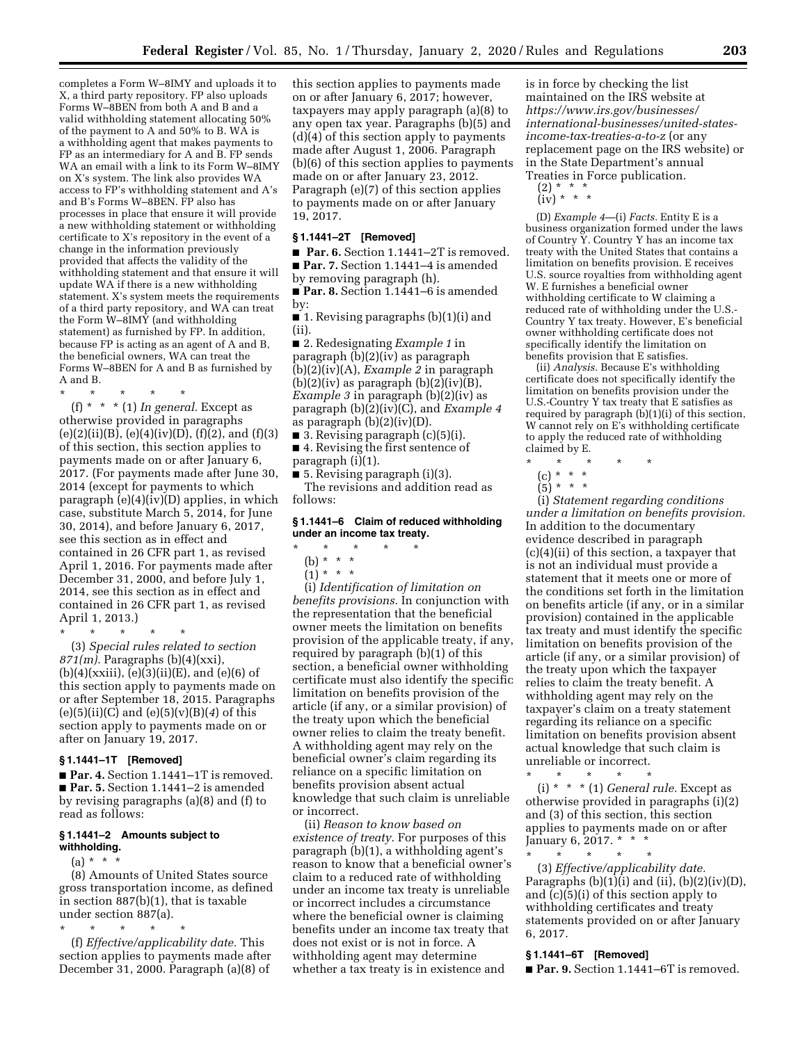completes a Form W–8IMY and uploads it to X, a third party repository. FP also uploads Forms W–8BEN from both A and B and a valid withholding statement allocating 50% of the payment to A and 50% to B. WA is a withholding agent that makes payments to FP as an intermediary for A and B. FP sends WA an email with a link to its Form W–8IMY on X's system. The link also provides WA access to FP's withholding statement and A's and B's Forms W–8BEN. FP also has processes in place that ensure it will provide a new withholding statement or withholding certificate to X's repository in the event of a change in the information previously provided that affects the validity of the withholding statement and that ensure it will update WA if there is a new withholding statement. X's system meets the requirements of a third party repository, and WA can treat the Form W–8IMY (and withholding statement) as furnished by FP. In addition, because FP is acting as an agent of A and B, the beneficial owners, WA can treat the Forms W–8BEN for A and B as furnished by A and B.

\* \* \* \* \*

(f) \* \* \* (1) *In general.* Except as otherwise provided in paragraphs (e)(2)(ii)(B), (e)(4)(iv)(D), (f)(2), and (f)(3) of this section, this section applies to payments made on or after January 6, 2017. (For payments made after June 30, 2014 (except for payments to which paragraph (e)(4)(iv)(D) applies, in which case, substitute March 5, 2014, for June 30, 2014), and before January 6, 2017, see this section as in effect and contained in 26 CFR part 1, as revised April 1, 2016. For payments made after December 31, 2000, and before July 1, 2014, see this section as in effect and contained in 26 CFR part 1, as revised April 1, 2013.)

\* \* \* \* \*

(3) *Special rules related to section 871(m).* Paragraphs (b)(4)(xxi), (b)(4)(xxiii), (e)(3)(ii)(E), and (e)(6) of this section apply to payments made on or after September 18, 2015. Paragraphs (e)(5)(ii)(C) and (e)(5)(v)(B)(*4*) of this section apply to payments made on or after on January 19, 2017.

### § 1.1441–1T [Removed]

■ **Par. 4.** Section 1.1441–1T is removed.

■ **Par. 5.** Section 1.1441–2 is amended by revising paragraphs (a)(8) and (f) to read as follows:

### § 1.1441–2 Amounts subject to withholding.

(a) \* \* \*

(8) Amounts of United States source gross transportation income, as defined in section 887(b)(1), that is taxable under section 887(a).

\* \* \* \* \*

(f) *Effective/applicability date.* This section applies to payments made after December 31, 2000. Paragraph (a)(8) of this section applies to payments made on or after January 6, 2017; however, taxpayers may apply paragraph (a)(8) to any open tax year. Paragraphs (b)(5) and (d)(4) of this section apply to payments made after August 1, 2006. Paragraph (b)(6) of this section applies to payments made on or after January 23, 2012. Paragraph (e)(7) of this section applies to payments made on or after January 19, 2017.

### § 1.1441–2T [Removed]

■ **Par. 6.** Section 1.1441–2T is removed.

■ **Par. 7.** Section 1.1441–4 is amended by removing paragraph (h).

■ **Par. 8.** Section 1.1441–6 is amended by:

■ 1. Revising paragraphs (b)(1)(i) and (ii).

■ 2. Redesignating *Example 1* in paragraph (b)(2)(iv) as paragraph (b)(2)(iv)(A), *Example 2* in paragraph (b)(2)(iv) as paragraph (b)(2)(iv)(B), *Example 3* in paragraph (b)(2)(iv) as paragraph (b)(2)(iv)(C), and *Example 4* as paragraph (b)(2)(iv)(D).

■ 3. Revising paragraph (c)(5)(i).

■ 4. Revising the first sentence of paragraph (i)(1).

■ 5. Revising paragraph (i)(3).

The revisions and addition read as follows:

### § 1.1441–6 Claim of reduced withholding under an income tax treaty.

\* \* \* \* \*

(b) \* \* \*

(1) \* \* \*

(i) *Identification of limitation on benefits provisions.* In conjunction with the representation that the beneficial owner meets the limitation on benefits provision of the applicable treaty, if any, required by paragraph (b)(1) of this section, a beneficial owner withholding certificate must also identify the specific limitation on benefits provision of the article (if any, or a similar provision) of the treaty upon which the beneficial owner relies to claim the treaty benefit. A withholding agent may rely on the beneficial owner's claim regarding its reliance on a specific limitation on benefits provision absent actual knowledge that such claim is unreliable or incorrect.

(ii) *Reason to know based on existence of treaty.* For purposes of this paragraph (b)(1), a withholding agent's reason to know that a beneficial owner's claim to a reduced rate of withholding under an income tax treaty is unreliable or incorrect includes a circumstance where the beneficial owner is claiming benefits under an income tax treaty that does not exist or is not in force. A withholding agent may determine whether a tax treaty is in existence and is in force by checking the list maintained on the IRS website at *https://www.irs.gov/businesses/international-businesses/united-states-income-tax-treaties-a-to-z* (or any replacement page on the IRS website) or in the State Department's annual Treaties in Force publication.

(2) \* \* \*

(iv) \* \* \*

(D) *Example 4*—(i) *Facts.* Entity E is a business organization formed under the laws of Country Y. Country Y has an income tax treaty with the United States that contains a limitation on benefits provision. E receives U.S. source royalties from withholding agent W. E furnishes a beneficial owner withholding certificate to W claiming a reduced rate of withholding under the U.S.-Country Y tax treaty. However, E's beneficial owner withholding certificate does not specifically identify the limitation on benefits provision that E satisfies.

(ii) *Analysis.* Because E's withholding certificate does not specifically identify the limitation on benefits provision under the U.S.-Country Y tax treaty that E satisfies as required by paragraph (b)(1)(i) of this section, W cannot rely on E's withholding certificate to apply the reduced rate of withholding claimed by E.

\* \* \* \* \*

(c) \* \* \*

(5) \* \* \*

(i) *Statement regarding conditions under a limitation on benefits provision.* In addition to the documentary evidence described in paragraph (c)(4)(ii) of this section, a taxpayer that is not an individual must provide a statement that it meets one or more of the conditions set forth in the limitation on benefits article (if any, or in a similar provision) contained in the applicable tax treaty and must identify the specific limitation on benefits provision of the article (if any, or a similar provision) of the treaty upon which the taxpayer relies to claim the treaty benefit. A withholding agent may rely on the taxpayer's claim on a treaty statement regarding its reliance on a specific limitation on benefits provision absent actual knowledge that such claim is unreliable or incorrect.

\* \* \* \* \*

(i) \* \* \* (1) *General rule.* Except as otherwise provided in paragraphs (i)(2) and (3) of this section, this section applies to payments made on or after January 6, 2017. \* \* \*

\* \* \* \* \*

(3) *Effective/applicability date.* Paragraphs (b)(1)(i) and (ii), (b)(2)(iv)(D), and (c)(5)(i) of this section apply to withholding certificates and treaty statements provided on or after January 6, 2017.

### § 1.1441–6T [Removed]

■ **Par. 9.** Section 1.1441–6T is removed.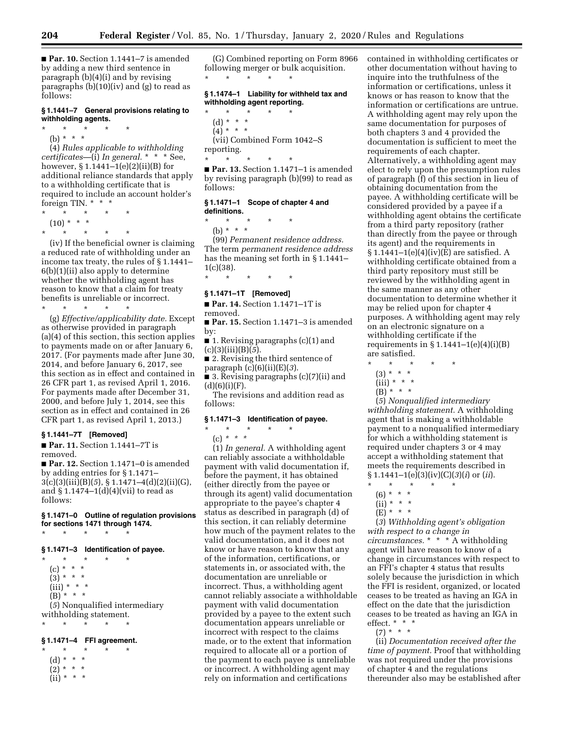■ **Par. 10.** Section 1.1441–7 is amended by adding a new third sentence in paragraph (b)(4)(i) and by revising paragraphs (b)(10)(iv) and (g) to read as follows:

**§ 1.1441–7 General provisions relating to withholding agents.**

\* \* \* \* \*

(b) \* \* \*

(4) *Rules applicable to withholding certificates*—(i) *In general.* \* \* \* See, however, § 1.1441–1(e)(2)(ii)(B) for additional reliance standards that apply to a withholding certificate that is required to include an account holder's foreign TIN. \* \* \*

\* \* \* \* \*

(10) \* \* \*

\* \* \* \* \*

(iv) If the beneficial owner is claiming a reduced rate of withholding under an income tax treaty, the rules of § 1.1441–6(b)(1)(ii) also apply to determine whether the withholding agent has reason to know that a claim for treaty benefits is unreliable or incorrect.

\* \* \* \* \*

(g) *Effective/applicability date.* Except as otherwise provided in paragraph (a)(4) of this section, this section applies to payments made on or after January 6, 2017. (For payments made after June 30, 2014, and before January 6, 2017, see this section as in effect and contained in 26 CFR part 1, as revised April 1, 2016. For payments made after December 31, 2000, and before July 1, 2014, see this section as in effect and contained in 26 CFR part 1, as revised April 1, 2013.)

**§ 1.1441–7T [Removed]**

■ **Par. 11.** Section 1.1441–7T is removed.

■ **Par. 12.** Section 1.1471–0 is amended by adding entries for § 1.1471–3(c)(3)(iii)(B)(*5*), § 1.1471–4(d)(2)(ii)(G), and § 1.1474–1(d)(4)(vii) to read as follows:

**§ 1.1471–0 Outline of regulation provisions for sections 1471 through 1474.**

\* \* \* \* \*

**§ 1.1471–3 Identification of payee.**

\* \* \* \* \*

(c) \* \* \*

(3) \* \* \*

(iii) \* \* \*

(B) \* \* \*

(*5*) Nonqualified intermediary withholding statement.

\* \* \* \* \*

**§ 1.1471–4 FFI agreement.**

\* \* \* \* \*

(d) \* \* \*

(2) \* \* \*

(ii) \* \* \*

(G) Combined reporting on Form 8966 following merger or bulk acquisition.

\* \* \* \* \*

**§ 1.1474–1 Liability for withheld tax and withholding agent reporting.**

\* \* \* \* \*

(d) \* \* \*

(4) \* \* \*

(vii) Combined Form 1042–S reporting.

\* \* \* \* \*

■ **Par. 13.** Section 1.1471–1 is amended by revising paragraph (b)(99) to read as follows:

**§ 1.1471–1 Scope of chapter 4 and definitions.**

\* \* \* \* \*

(b) \* \* \*

(99) *Permanent residence address.* The term *permanent residence address* has the meaning set forth in § 1.1441–1(c)(38).

\* \* \* \* \*

**§ 1.1471–1T [Removed]**

■ **Par. 14.** Section 1.1471–1T is removed.

■ **Par. 15.** Section 1.1471–3 is amended by:

■ 1. Revising paragraphs (c)(1) and (c)(3)(iii)(B)(*5*).

■ 2. Revising the third sentence of paragraph (c)(6)(ii)(E)(*3*).

■ 3. Revising paragraphs (c)(7)(ii) and (d)(6)(i)(F).

The revisions and addition read as follows:

**§ 1.1471–3 Identification of payee.**

\* \* \* \* \*

(c) \* \* \*

(1) *In general.* A withholding agent can reliably associate a withholdable payment with valid documentation if, before the payment, it has obtained (either directly from the payee or through its agent) valid documentation appropriate to the payee's chapter 4 status as described in paragraph (d) of this section, it can reliably determine how much of the payment relates to the valid documentation, and it does not know or have reason to know that any of the information, certifications, or statements in, or associated with, the documentation are unreliable or incorrect. Thus, a withholding agent cannot reliably associate a withholdable payment with valid documentation provided by a payee to the extent such documentation appears unreliable or incorrect with respect to the claims made, or to the extent that information required to allocate all or a portion of the payment to each payee is unreliable or incorrect. A withholding agent may rely on information and certifications contained in withholding certificates or other documentation without having to inquire into the truthfulness of the information or certifications, unless it knows or has reason to know that the information or certifications are untrue. A withholding agent may rely upon the same documentation for purposes of both chapters 3 and 4 provided the documentation is sufficient to meet the requirements of each chapter. Alternatively, a withholding agent may elect to rely upon the presumption rules of paragraph (f) of this section in lieu of obtaining documentation from the payee. A withholding certificate will be considered provided by a payee if a withholding agent obtains the certificate from a third party repository (rather than directly from the payee or through its agent) and the requirements in § 1.1441–1(e)(4)(iv)(E) are satisfied. A withholding certificate obtained from a third party repository must still be reviewed by the withholding agent in the same manner as any other documentation to determine whether it may be relied upon for chapter 4 purposes. A withholding agent may rely on an electronic signature on a withholding certificate if the requirements in § 1.1441–1(e)(4)(i)(B) are satisfied.

\* \* \* \* \*

(3) \* \* \*

(iii) \* \* \*

(B) \* \* \*

(*5*) *Nonqualified intermediary withholding statement.* A withholding agent that is making a withholdable payment to a nonqualified intermediary for which a withholding statement is required under chapters 3 or 4 may accept a withholding statement that meets the requirements described in § 1.1441–1(e)(3)(iv)(C)(*3*)(*i*) or (*ii*).

\* \* \* \* \*

(6) \* \* \*

(ii) \* \* \*

(E) \* \* \*

(*3*) *Withholding agent's obligation with respect to a change in circumstances.* \* \* \* A withholding agent will have reason to know of a change in circumstances with respect to an FFI's chapter 4 status that results solely because the jurisdiction in which the FFI is resident, organized, or located ceases to be treated as having an IGA in effect on the date that the jurisdiction ceases to be treated as having an IGA in effect. \* \* \*

(7) \* \* \*

(ii) *Documentation received after the time of payment.* Proof that withholding was not required under the provisions of chapter 4 and the regulations thereunder also may be established after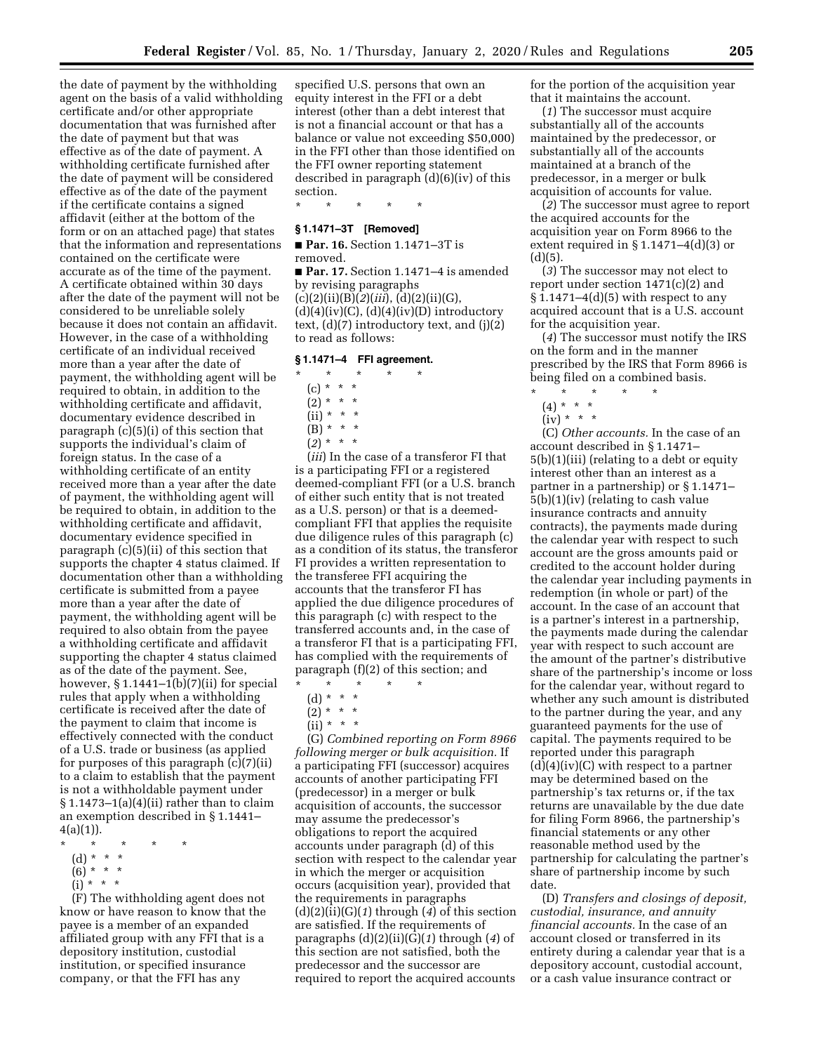the date of payment by the withholding agent on the basis of a valid withholding certificate and/or other appropriate documentation that was furnished after the date of payment but that was effective as of the date of payment. A withholding certificate furnished after the date of payment will be considered effective as of the date of the payment if the certificate contains a signed affidavit (either at the bottom of the form or on an attached page) that states that the information and representations contained on the certificate were accurate as of the time of the payment. A certificate obtained within 30 days after the date of the payment will not be considered to be unreliable solely because it does not contain an affidavit. However, in the case of a withholding certificate of an individual received more than a year after the date of payment, the withholding agent will be required to obtain, in addition to the withholding certificate and affidavit, documentary evidence described in paragraph (c)(5)(i) of this section that supports the individual's claim of foreign status. In the case of a withholding certificate of an entity received more than a year after the date of payment, the withholding agent will be required to obtain, in addition to the withholding certificate and affidavit, documentary evidence specified in paragraph (c)(5)(ii) of this section that supports the chapter 4 status claimed. If documentation other than a withholding certificate is submitted from a payee more than a year after the date of payment, the withholding agent will be required to also obtain from the payee a withholding certificate and affidavit supporting the chapter 4 status claimed as of the date of the payment. See, however, § 1.1441–1(b)(7)(ii) for special rules that apply when a withholding certificate is received after the date of the payment to claim that income is effectively connected with the conduct of a U.S. trade or business (as applied for purposes of this paragraph (c)(7)(ii) to a claim to establish that the payment is not a withholdable payment under § 1.1473–1(a)(4)(ii) rather than to claim an exemption described in § 1.1441–4(a)(1)).

\* \* \* \* \*

(d) \* \* \*

(6) \* \* \*

(i) \* \* \*

(F) The withholding agent does not know or have reason to know that the payee is a member of an expanded affiliated group with any FFI that is a depository institution, custodial institution, or specified insurance company, or that the FFI has any specified U.S. persons that own an equity interest in the FFI or a debt interest (other than a debt interest that is not a financial account or that has a balance or value not exceeding $50,000) in the FFI other than those identified on the FFI owner reporting statement described in paragraph (d)(6)(iv) of this section.

\* \* \* \* \*

**§ 1.1471–3T [Removed]**

■ **Par. 16.** Section 1.1471–3T is removed.

■ **Par. 17.** Section 1.1471–4 is amended by revising paragraphs (c)(2)(ii)(B)(*2*)(*iii*), (d)(2)(ii)(G), (d)(4)(iv)(C), (d)(4)(iv)(D) introductory text, (d)(7) introductory text, and (j)(2) to read as follows:

**§ 1.1471–4 FFI agreement.**

\* \* \* \* \*

(c) \* \* \*

(2) \* \* \*

(ii) \* \* \*

(B) \* \* \*

(*2*) \* \* \*

(*iii*) In the case of a transferor FI that is a participating FFI or a registered deemed-compliant FFI (or a U.S. branch of either such entity that is not treated as a U.S. person) or that is a deemed-compliant FFI that applies the requisite due diligence rules of this paragraph (c) as a condition of its status, the transferor FI provides a written representation to the transferee FFI acquiring the accounts that the transferor FI has applied the due diligence procedures of this paragraph (c) with respect to the transferred accounts and, in the case of a transferor FI that is a participating FFI, has complied with the requirements of paragraph (f)(2) of this section; and

\* \* \* \* \*

(d) \* \* \*

(2) \* \* \*

(ii) \* \* \*

(G) *Combined reporting on Form 8966 following merger or bulk acquisition.* If a participating FFI (successor) acquires accounts of another participating FFI (predecessor) in a merger or bulk acquisition of accounts, the successor may assume the predecessor's obligations to report the acquired accounts under paragraph (d) of this section with respect to the calendar year in which the merger or acquisition occurs (acquisition year), provided that the requirements in paragraphs (d)(2)(ii)(G)(*1*) through (*4*) of this section are satisfied. If the requirements of paragraphs (d)(2)(ii)(G)(*1*) through (*4*) of this section are not satisfied, both the predecessor and the successor are required to report the acquired accounts for the portion of the acquisition year that it maintains the account.

(*1*) The successor must acquire substantially all of the accounts maintained by the predecessor, or substantially all of the accounts maintained at a branch of the predecessor, in a merger or bulk acquisition of accounts for value.

(*2*) The successor must agree to report the acquired accounts for the acquisition year on Form 8966 to the extent required in § 1.1471–4(d)(3) or (d)(5).

(*3*) The successor may not elect to report under section 1471(c)(2) and § 1.1471–4(d)(5) with respect to any acquired account that is a U.S. account for the acquisition year.

(*4*) The successor must notify the IRS on the form and in the manner prescribed by the IRS that Form 8966 is being filed on a combined basis.

\* \* \* \* \*

(4) \* \* \*

(iv) \* \* \*

(C) *Other accounts.* In the case of an account described in § 1.1471–5(b)(1)(iii) (relating to a debt or equity interest other than an interest as a partner in a partnership) or § 1.1471–5(b)(1)(iv) (relating to cash value insurance contracts and annuity contracts), the payments made during the calendar year with respect to such account are the gross amounts paid or credited to the account holder during the calendar year including payments in redemption (in whole or part) of the account. In the case of an account that is a partner's interest in a partnership, the payments made during the calendar year with respect to such account are the amount of the partner's distributive share of the partnership's income or loss for the calendar year, without regard to whether any such amount is distributed to the partner during the year, and any guaranteed payments for the use of capital. The payments required to be reported under this paragraph (d)(4)(iv)(C) with respect to a partner may be determined based on the partnership's tax returns or, if the tax returns are unavailable by the due date for filing Form 8966, the partnership's financial statements or any other reasonable method used by the partnership for calculating the partner's share of partnership income by such date.

(D) *Transfers and closings of deposit, custodial, insurance, and annuity financial accounts.* In the case of an account closed or transferred in its entirety during a calendar year that is a depository account, custodial account, or a cash value insurance contract or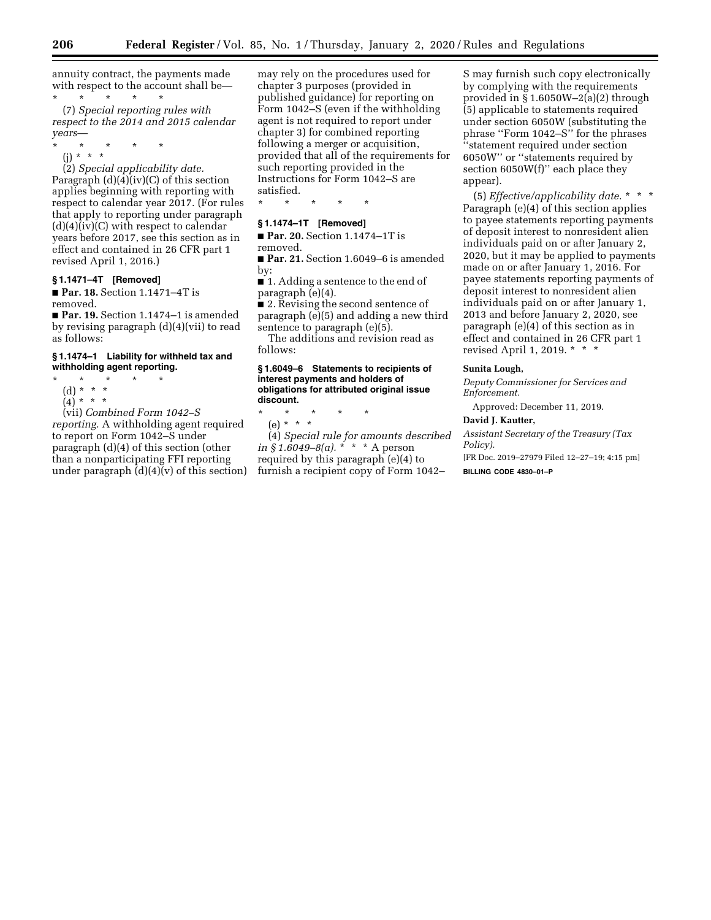annuity contract, the payments made with respect to the account shall be—

\* \* \* \* \*

(7) *Special reporting rules with respect to the 2014 and 2015 calendar years*—

\* \* \* \* \*

(j) \* \* \*

(2) *Special applicability date.* Paragraph (d)(4)(iv)(C) of this section applies beginning with reporting with respect to calendar year 2017. (For rules that apply to reporting under paragraph (d)(4)(iv)(C) with respect to calendar years before 2017, see this section as in effect and contained in 26 CFR part 1 revised April 1, 2016.)

#### § 1.1471–4T [Removed]

■ **Par. 18.** Section 1.1471–4T is removed.

■ **Par. 19.** Section 1.1474–1 is amended by revising paragraph (d)(4)(vii) to read as follows:

#### § 1.1474–1 Liability for withheld tax and withholding agent reporting.

\* \* \* \* \*

(d) \* \* \*

(4) \* \* \*

(vii) *Combined Form 1042–S reporting.* A withholding agent required to report on Form 1042–S under paragraph (d)(4) of this section (other than a nonparticipating FFI reporting under paragraph (d)(4)(v) of this section) may rely on the procedures used for chapter 3 purposes (provided in published guidance) for reporting on Form 1042–S (even if the withholding agent is not required to report under chapter 3) for combined reporting following a merger or acquisition, provided that all of the requirements for such reporting provided in the Instructions for Form 1042–S are satisfied.

\* \* \* \* \*

#### § 1.1474–1T [Removed]

■ **Par. 20.** Section 1.1474–1T is removed.

■ **Par. 21.** Section 1.6049–6 is amended by:

■ 1. Adding a sentence to the end of paragraph (e)(4).

■ 2. Revising the second sentence of paragraph (e)(5) and adding a new third sentence to paragraph (e)(5).

The additions and revision read as follows:

#### § 1.6049–6 Statements to recipients of interest payments and holders of obligations for attributed original issue discount.

\* \* \* \* \*

(e) \* \* \*

(4) *Special rule for amounts described in § 1.6049–8(a).* \* \* \* A person required by this paragraph (e)(4) to furnish a recipient copy of Form 1042–S may furnish such copy electronically by complying with the requirements provided in § 1.6050W–2(a)(2) through (5) applicable to statements required under section 6050W (substituting the phrase ''Form 1042–S'' for the phrases ''statement required under section 6050W'' or ''statements required by section 6050W(f)'' each place they appear).

(5) *Effective/applicability date.* \* \* \* Paragraph (e)(4) of this section applies to payee statements reporting payments of deposit interest to nonresident alien individuals paid on or after January 2, 2020, but it may be applied to payments made on or after January 1, 2016. For payee statements reporting payments of deposit interest to nonresident alien individuals paid on or after January 1, 2013 and before January 2, 2020, see paragraph (e)(4) of this section as in effect and contained in 26 CFR part 1 revised April 1, 2019. \* \* \*

**Sunita Lough,**

*Deputy Commissioner for Services and Enforcement.*

Approved: December 11, 2019.

**David J. Kautter,**

*Assistant Secretary of the Treasury (Tax Policy).*

[FR Doc. 2019–27979 Filed 12–27–19; 4:15 pm]

**BILLING CODE 4830–01–P**